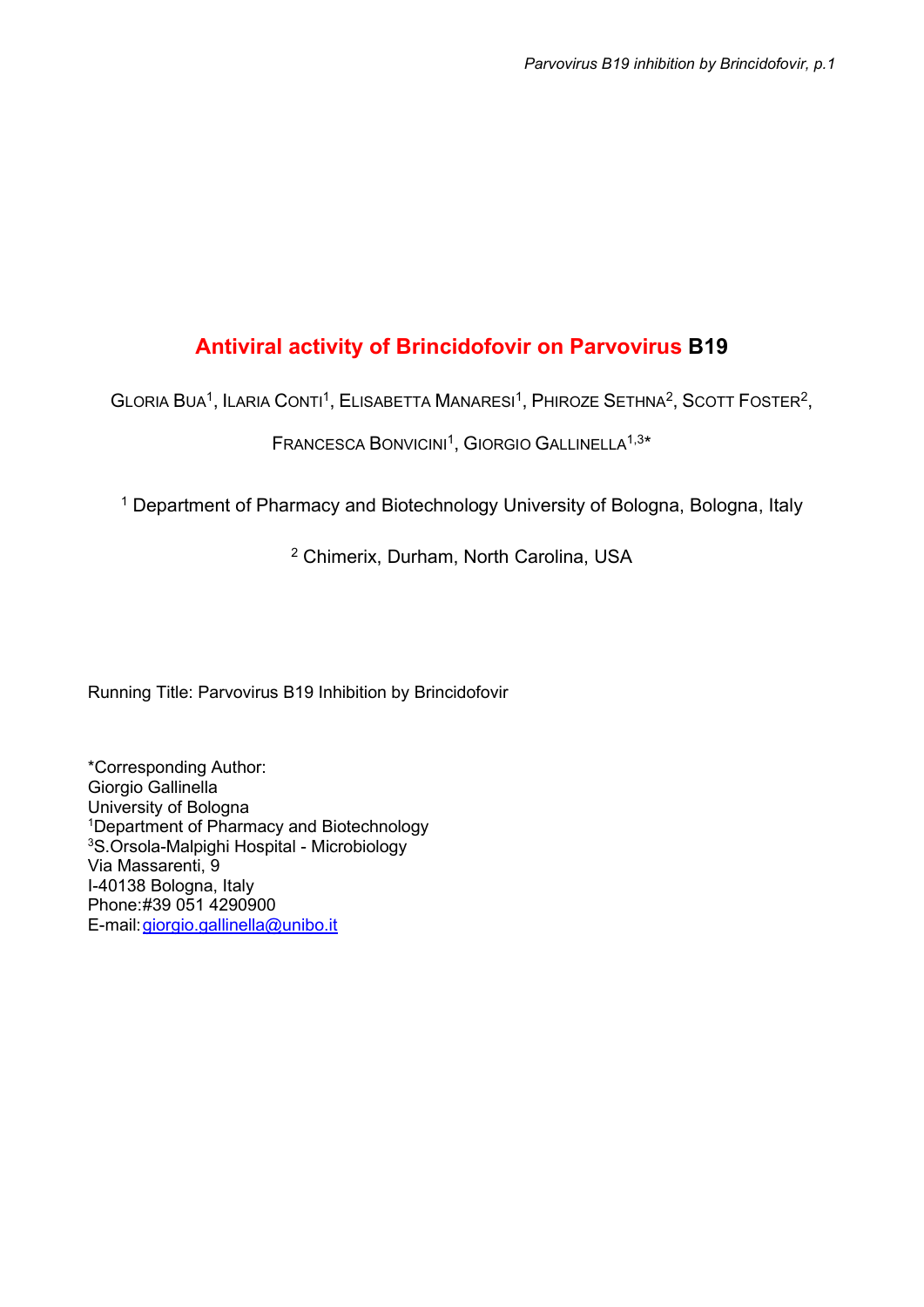# Antiviral activity of Brincidofovir on Parvovirus B19

GLORIA BUA[1], ILARIA CONTI[1], ELISABETTA MANARESI[1], PHIROZE SETHNA[2], SCOTT FOSTER[2], FRANCESCA BONVICINI[1], GIORGIO GALLINELLA[1,3]*

[1] Department of Pharmacy and Biotechnology University of Bologna, Bologna, Italy

[2] Chimerix, Durham, North Carolina, USA

Running Title: Parvovirus B19 Inhibition by Brincidofovir

*Corresponding Author:
Giorgio Gallinella
University of Bologna
[1]Department of Pharmacy and Biotechnology
[3]S.Orsola-Malpighi Hospital - Microbiology
Via Massarenti, 9
I-40138 Bologna, Italy
Phone:#39 051 4290900
E-mail: giorgio.gallinella@unibo.it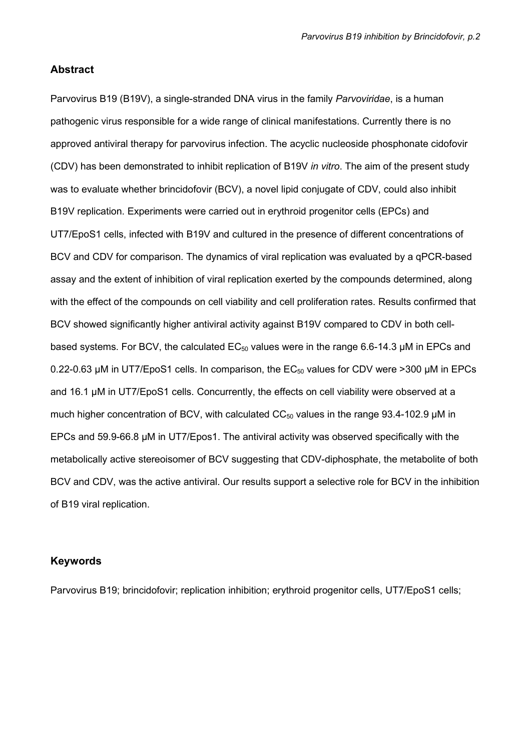## Abstract

Parvovirus B19 (B19V), a single-stranded DNA virus in the family *Parvoviridae*, is a human pathogenic virus responsible for a wide range of clinical manifestations. Currently there is no approved antiviral therapy for parvovirus infection. The acyclic nucleoside phosphonate cidofovir (CDV) has been demonstrated to inhibit replication of B19V *in vitro*. The aim of the present study was to evaluate whether brincidofovir (BCV), a novel lipid conjugate of CDV, could also inhibit B19V replication. Experiments were carried out in erythroid progenitor cells (EPCs) and UT7/EpoS1 cells, infected with B19V and cultured in the presence of different concentrations of BCV and CDV for comparison. The dynamics of viral replication was evaluated by a qPCR-based assay and the extent of inhibition of viral replication exerted by the compounds determined, along with the effect of the compounds on cell viability and cell proliferation rates. Results confirmed that BCV showed significantly higher antiviral activity against B19V compared to CDV in both cell-based systems. For BCV, the calculated $EC_{50}$ values were in the range 6.6-14.3 μM in EPCs and 0.22-0.63 μM in UT7/EpoS1 cells. In comparison, the $EC_{50}$ values for CDV were >300 μM in EPCs and 16.1 μM in UT7/EpoS1 cells. Concurrently, the effects on cell viability were observed at a much higher concentration of BCV, with calculated $CC_{50}$ values in the range 93.4-102.9 μM in EPCs and 59.9-66.8 μM in UT7/Epos1. The antiviral activity was observed specifically with the metabolically active stereoisomer of BCV suggesting that CDV-diphosphate, the metabolite of both BCV and CDV, was the active antiviral. Our results support a selective role for BCV in the inhibition of B19 viral replication.

## Keywords

Parvovirus B19; brincidofovir; replication inhibition; erythroid progenitor cells, UT7/EpoS1 cells;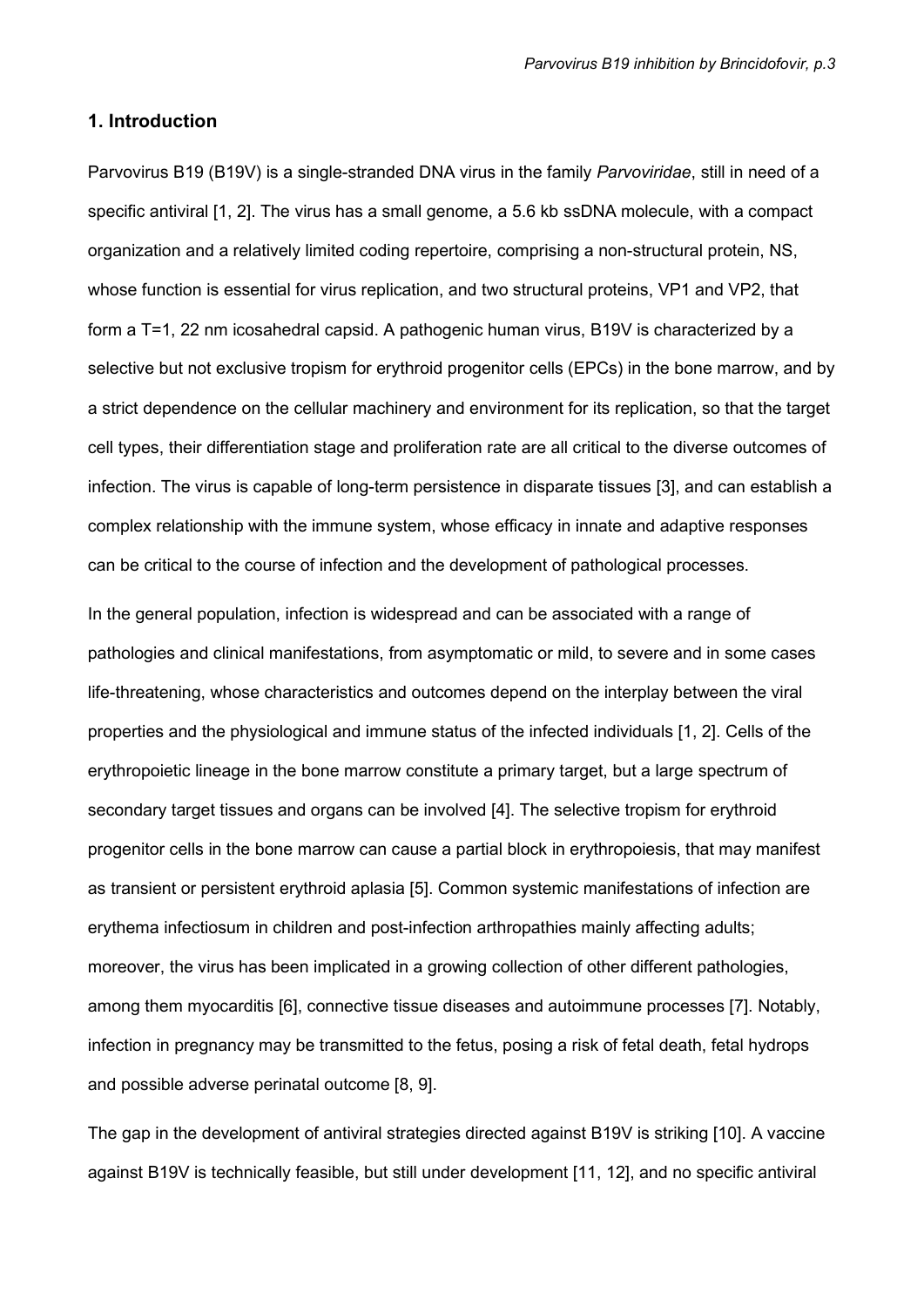## 1. Introduction

Parvovirus B19 (B19V) is a single-stranded DNA virus in the family *Parvoviridae*, still in need of a specific antiviral [1, 2]. The virus has a small genome, a 5.6 kb ssDNA molecule, with a compact organization and a relatively limited coding repertoire, comprising a non-structural protein, NS, whose function is essential for virus replication, and two structural proteins, VP1 and VP2, that form a T=1, 22 nm icosahedral capsid. A pathogenic human virus, B19V is characterized by a selective but not exclusive tropism for erythroid progenitor cells (EPCs) in the bone marrow, and by a strict dependence on the cellular machinery and environment for its replication, so that the target cell types, their differentiation stage and proliferation rate are all critical to the diverse outcomes of infection. The virus is capable of long-term persistence in disparate tissues [3], and can establish a complex relationship with the immune system, whose efficacy in innate and adaptive responses can be critical to the course of infection and the development of pathological processes.

In the general population, infection is widespread and can be associated with a range of pathologies and clinical manifestations, from asymptomatic or mild, to severe and in some cases life-threatening, whose characteristics and outcomes depend on the interplay between the viral properties and the physiological and immune status of the infected individuals [1, 2]. Cells of the erythropoietic lineage in the bone marrow constitute a primary target, but a large spectrum of secondary target tissues and organs can be involved [4]. The selective tropism for erythroid progenitor cells in the bone marrow can cause a partial block in erythropoiesis, that may manifest as transient or persistent erythroid aplasia [5]. Common systemic manifestations of infection are erythema infectiosum in children and post-infection arthropathies mainly affecting adults; moreover, the virus has been implicated in a growing collection of other different pathologies, among them myocarditis [6], connective tissue diseases and autoimmune processes [7]. Notably, infection in pregnancy may be transmitted to the fetus, posing a risk of fetal death, fetal hydrops and possible adverse perinatal outcome [8, 9].

The gap in the development of antiviral strategies directed against B19V is striking [10]. A vaccine against B19V is technically feasible, but still under development [11, 12], and no specific antiviral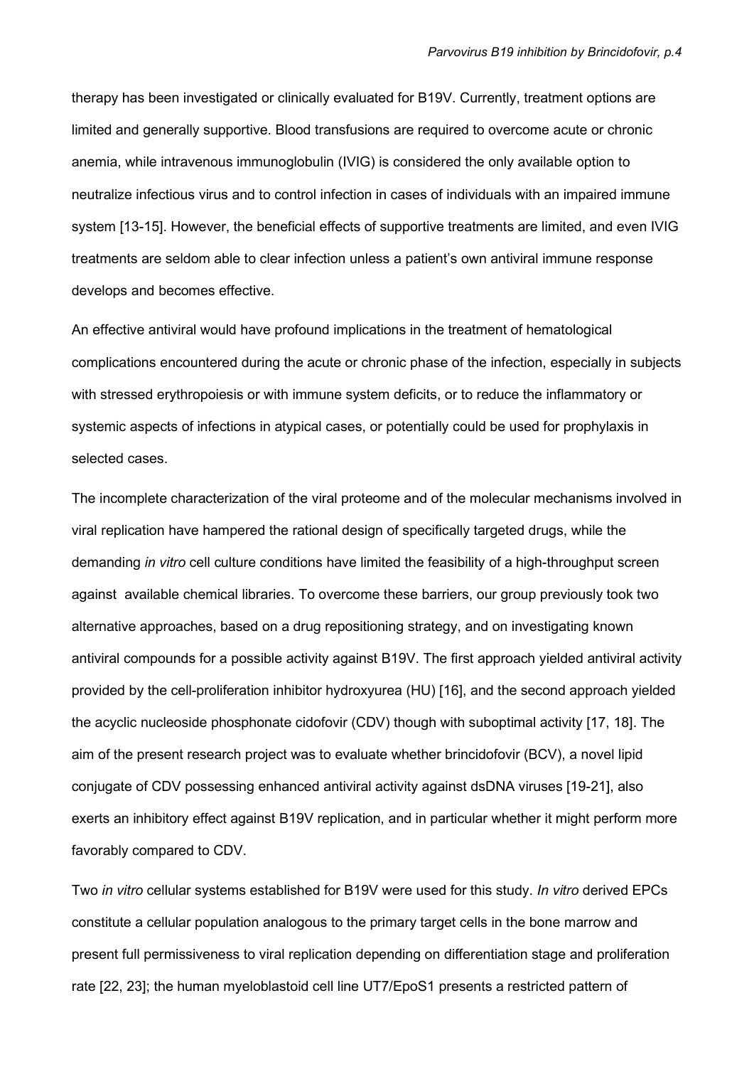therapy has been investigated or clinically evaluated for B19V. Currently, treatment options are limited and generally supportive. Blood transfusions are required to overcome acute or chronic anemia, while intravenous immunoglobulin (IVIG) is considered the only available option to neutralize infectious virus and to control infection in cases of individuals with an impaired immune system [13-15]. However, the beneficial effects of supportive treatments are limited, and even IVIG treatments are seldom able to clear infection unless a patient's own antiviral immune response develops and becomes effective.

An effective antiviral would have profound implications in the treatment of hematological complications encountered during the acute or chronic phase of the infection, especially in subjects with stressed erythropoiesis or with immune system deficits, or to reduce the inflammatory or systemic aspects of infections in atypical cases, or potentially could be used for prophylaxis in selected cases.

The incomplete characterization of the viral proteome and of the molecular mechanisms involved in viral replication have hampered the rational design of specifically targeted drugs, while the demanding *in vitro* cell culture conditions have limited the feasibility of a high-throughput screen against available chemical libraries. To overcome these barriers, our group previously took two alternative approaches, based on a drug repositioning strategy, and on investigating known antiviral compounds for a possible activity against B19V. The first approach yielded antiviral activity provided by the cell-proliferation inhibitor hydroxyurea (HU) [16], and the second approach yielded the acyclic nucleoside phosphonate cidofovir (CDV) though with suboptimal activity [17, 18]. The aim of the present research project was to evaluate whether brincidofovir (BCV), a novel lipid conjugate of CDV possessing enhanced antiviral activity against dsDNA viruses [19-21], also exerts an inhibitory effect against B19V replication, and in particular whether it might perform more favorably compared to CDV.

Two *in vitro* cellular systems established for B19V were used for this study. *In vitro* derived EPCs constitute a cellular population analogous to the primary target cells in the bone marrow and present full permissiveness to viral replication depending on differentiation stage and proliferation rate [22, 23]; the human myeloblastoid cell line UT7/EpoS1 presents a restricted pattern of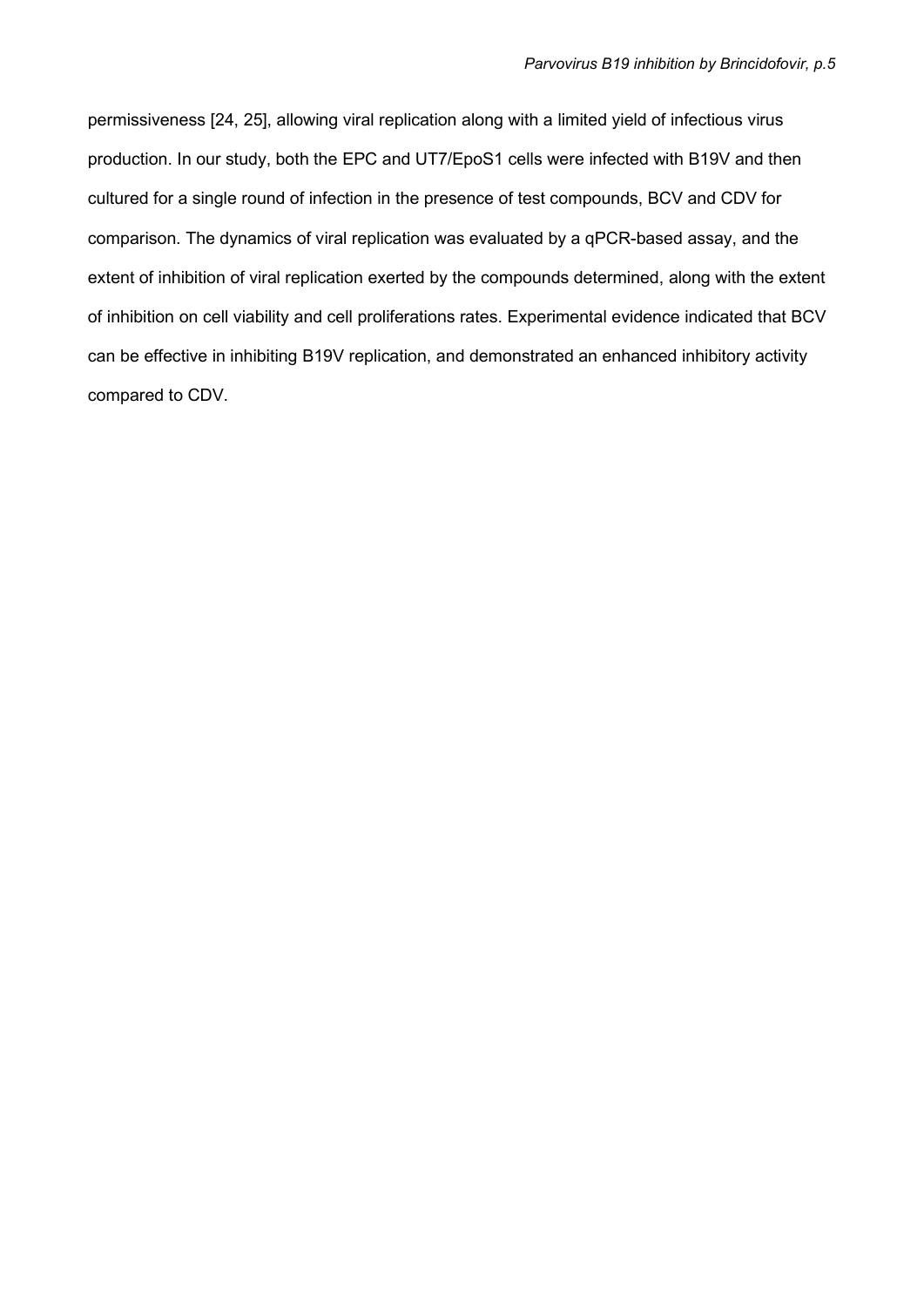permissiveness [24, 25], allowing viral replication along with a limited yield of infectious virus production. In our study, both the EPC and UT7/EpoS1 cells were infected with B19V and then cultured for a single round of infection in the presence of test compounds, BCV and CDV for comparison. The dynamics of viral replication was evaluated by a qPCR-based assay, and the extent of inhibition of viral replication exerted by the compounds determined, along with the extent of inhibition on cell viability and cell proliferations rates. Experimental evidence indicated that BCV can be effective in inhibiting B19V replication, and demonstrated an enhanced inhibitory activity compared to CDV.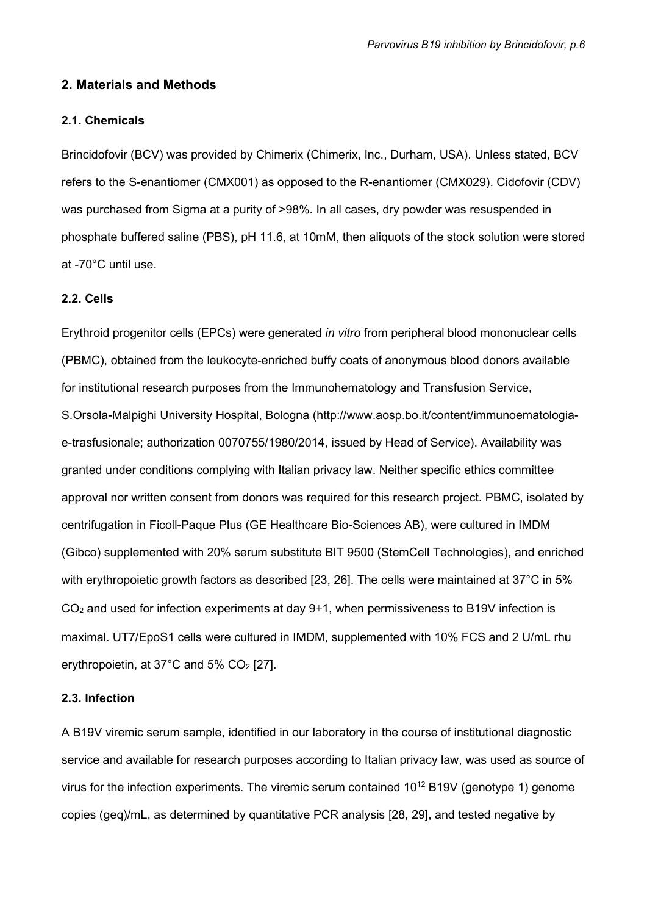## 2. Materials and Methods

### 2.1. Chemicals

Brincidofovir (BCV) was provided by Chimerix (Chimerix, Inc., Durham, USA). Unless stated, BCV refers to the S-enantiomer (CMX001) as opposed to the R-enantiomer (CMX029). Cidofovir (CDV) was purchased from Sigma at a purity of >98%. In all cases, dry powder was resuspended in phosphate buffered saline (PBS), pH 11.6, at 10mM, then aliquots of the stock solution were stored at -70°C until use.

### 2.2. Cells

Erythroid progenitor cells (EPCs) were generated *in vitro* from peripheral blood mononuclear cells (PBMC), obtained from the leukocyte-enriched buffy coats of anonymous blood donors available for institutional research purposes from the Immunohematology and Transfusion Service, S.Orsola-Malpighi University Hospital, Bologna (http://www.aosp.bo.it/content/immunoematologia-e-trasfusionale; authorization 0070755/1980/2014, issued by Head of Service). Availability was granted under conditions complying with Italian privacy law. Neither specific ethics committee approval nor written consent from donors was required for this research project. PBMC, isolated by centrifugation in Ficoll-Paque Plus (GE Healthcare Bio-Sciences AB), were cultured in IMDM (Gibco) supplemented with 20% serum substitute BIT 9500 (StemCell Technologies), and enriched with erythropoietic growth factors as described [23, 26]. The cells were maintained at 37°C in 5% $CO_2$ and used for infection experiments at day 9±1, when permissiveness to B19V infection is maximal. UT7/EpoS1 cells were cultured in IMDM, supplemented with 10% FCS and 2 U/mL rhu erythropoietin, at 37°C and 5% $CO_2$ [27].

### 2.3. Infection

A B19V viremic serum sample, identified in our laboratory in the course of institutional diagnostic service and available for research purposes according to Italian privacy law, was used as source of virus for the infection experiments. The viremic serum contained $10^{12}$ B19V (genotype 1) genome copies (geq)/mL, as determined by quantitative PCR analysis [28, 29], and tested negative by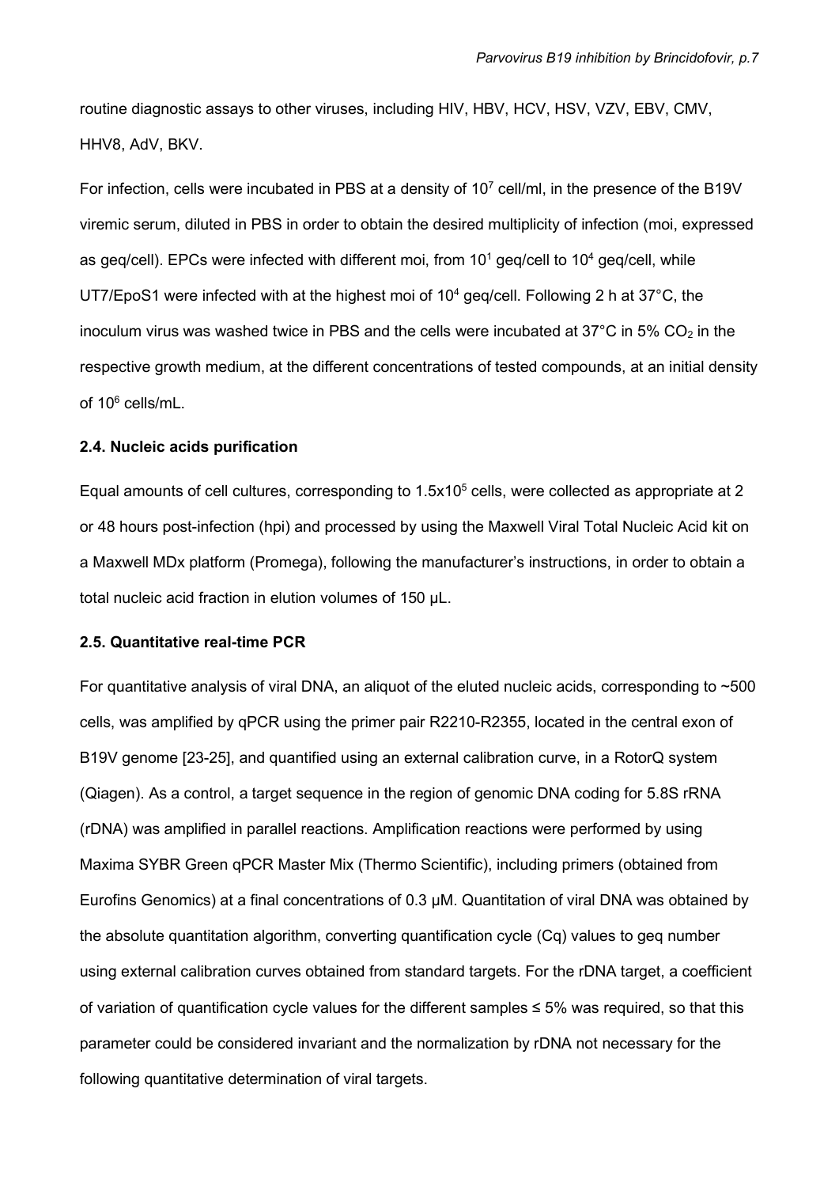routine diagnostic assays to other viruses, including HIV, HBV, HCV, HSV, VZV, EBV, CMV, HHV8, AdV, BKV.

For infection, cells were incubated in PBS at a density of $10^7$ cell/ml, in the presence of the B19V viremic serum, diluted in PBS in order to obtain the desired multiplicity of infection (moi, expressed as geq/cell). EPCs were infected with different moi, from $10^1$ geq/cell to $10^4$ geq/cell, while UT7/EpoS1 were infected with at the highest moi of $10^4$ geq/cell. Following 2 h at 37°C, the inoculum virus was washed twice in PBS and the cells were incubated at 37°C in 5% $CO_2$ in the respective growth medium, at the different concentrations of tested compounds, at an initial density of $10^6$ cells/mL.

### 2.4. Nucleic acids purification

Equal amounts of cell cultures, corresponding to $1.5x10^5$ cells, were collected as appropriate at 2 or 48 hours post-infection (hpi) and processed by using the Maxwell Viral Total Nucleic Acid kit on a Maxwell MDx platform (Promega), following the manufacturer's instructions, in order to obtain a total nucleic acid fraction in elution volumes of 150 µL.

### 2.5. Quantitative real-time PCR

For quantitative analysis of viral DNA, an aliquot of the eluted nucleic acids, corresponding to ~500 cells, was amplified by qPCR using the primer pair R2210-R2355, located in the central exon of B19V genome [23-25], and quantified using an external calibration curve, in a RotorQ system (Qiagen). As a control, a target sequence in the region of genomic DNA coding for 5.8S rRNA (rDNA) was amplified in parallel reactions. Amplification reactions were performed by using Maxima SYBR Green qPCR Master Mix (Thermo Scientific), including primers (obtained from Eurofins Genomics) at a final concentrations of 0.3 µM. Quantitation of viral DNA was obtained by the absolute quantitation algorithm, converting quantification cycle (Cq) values to geq number using external calibration curves obtained from standard targets. For the rDNA target, a coefficient of variation of quantification cycle values for the different samples ≤ 5% was required, so that this parameter could be considered invariant and the normalization by rDNA not necessary for the following quantitative determination of viral targets.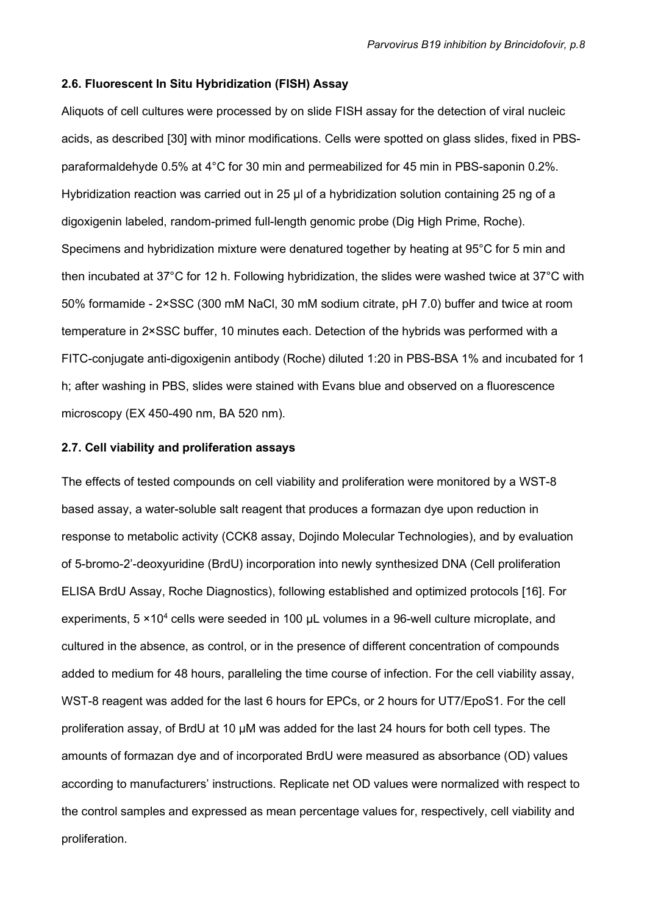#### 2.6. Fluorescent In Situ Hybridization (FISH) Assay

Aliquots of cell cultures were processed by on slide FISH assay for the detection of viral nucleic acids, as described [30] with minor modifications. Cells were spotted on glass slides, fixed in PBS-paraformaldehyde 0.5% at 4°C for 30 min and permeabilized for 45 min in PBS-saponin 0.2%. Hybridization reaction was carried out in 25 µl of a hybridization solution containing 25 ng of a digoxigenin labeled, random-primed full-length genomic probe (Dig High Prime, Roche). Specimens and hybridization mixture were denatured together by heating at 95°C for 5 min and then incubated at 37°C for 12 h. Following hybridization, the slides were washed twice at 37°C with 50% formamide - 2×SSC (300 mM NaCl, 30 mM sodium citrate, pH 7.0) buffer and twice at room temperature in 2×SSC buffer, 10 minutes each. Detection of the hybrids was performed with a FITC-conjugate anti-digoxigenin antibody (Roche) diluted 1:20 in PBS-BSA 1% and incubated for 1 h; after washing in PBS, slides were stained with Evans blue and observed on a fluorescence microscopy (EX 450-490 nm, BA 520 nm).

#### 2.7. Cell viability and proliferation assays

The effects of tested compounds on cell viability and proliferation were monitored by a WST-8 based assay, a water-soluble salt reagent that produces a formazan dye upon reduction in response to metabolic activity (CCK8 assay, Dojindo Molecular Technologies), and by evaluation of 5-bromo-2'-deoxyuridine (BrdU) incorporation into newly synthesized DNA (Cell proliferation ELISA BrdU Assay, Roche Diagnostics), following established and optimized protocols [16]. For experiments, $5 \times 10^4$ cells were seeded in 100 µL volumes in a 96-well culture microplate, and cultured in the absence, as control, or in the presence of different concentration of compounds added to medium for 48 hours, paralleling the time course of infection. For the cell viability assay, WST-8 reagent was added for the last 6 hours for EPCs, or 2 hours for UT7/EpoS1. For the cell proliferation assay, of BrdU at 10 µM was added for the last 24 hours for both cell types. The amounts of formazan dye and of incorporated BrdU were measured as absorbance (OD) values according to manufacturers' instructions. Replicate net OD values were normalized with respect to the control samples and expressed as mean percentage values for, respectively, cell viability and proliferation.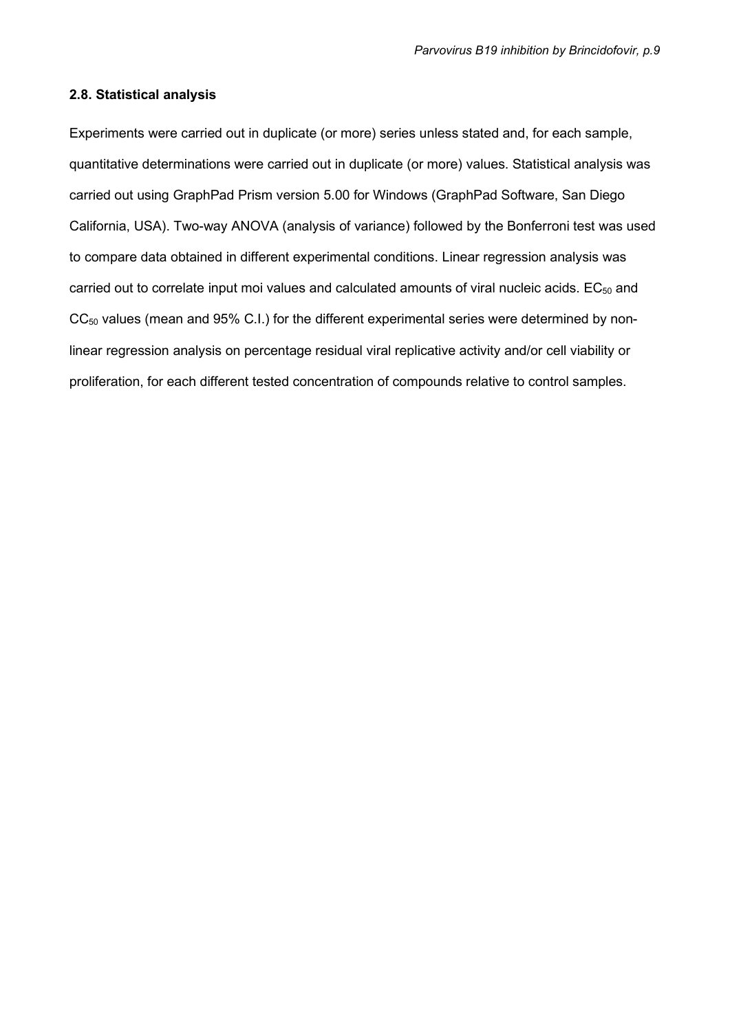### 2.8. Statistical analysis

Experiments were carried out in duplicate (or more) series unless stated and, for each sample, quantitative determinations were carried out in duplicate (or more) values. Statistical analysis was carried out using GraphPad Prism version 5.00 for Windows (GraphPad Software, San Diego California, USA). Two-way ANOVA (analysis of variance) followed by the Bonferroni test was used to compare data obtained in different experimental conditions. Linear regression analysis was carried out to correlate input moi values and calculated amounts of viral nucleic acids. $EC_{50}$ and $CC_{50}$ values (mean and 95% C.I.) for the different experimental series were determined by non-linear regression analysis on percentage residual viral replicative activity and/or cell viability or proliferation, for each different tested concentration of compounds relative to control samples.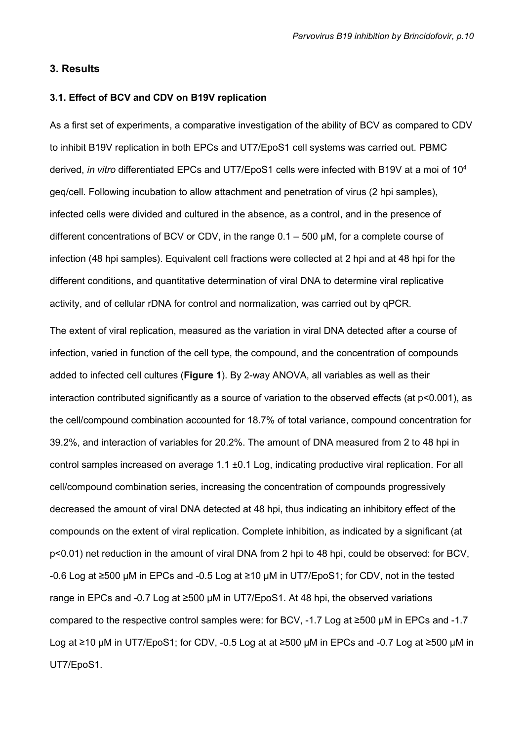## 3. Results

### 3.1. Effect of BCV and CDV on B19V replication

As a first set of experiments, a comparative investigation of the ability of BCV as compared to CDV to inhibit B19V replication in both EPCs and UT7/EpoS1 cell systems was carried out. PBMC derived, *in vitro* differentiated EPCs and UT7/EpoS1 cells were infected with B19V at a moi of $10^4$ geq/cell. Following incubation to allow attachment and penetration of virus (2 hpi samples), infected cells were divided and cultured in the absence, as a control, and in the presence of different concentrations of BCV or CDV, in the range 0.1 – 500 µM, for a complete course of infection (48 hpi samples). Equivalent cell fractions were collected at 2 hpi and at 48 hpi for the different conditions, and quantitative determination of viral DNA to determine viral replicative activity, and of cellular rDNA for control and normalization, was carried out by qPCR.

The extent of viral replication, measured as the variation in viral DNA detected after a course of infection, varied in function of the cell type, the compound, and the concentration of compounds added to infected cell cultures (**Figure 1**). By 2-way ANOVA, all variables as well as their interaction contributed significantly as a source of variation to the observed effects (at $p<0.001$), as the cell/compound combination accounted for 18.7% of total variance, compound concentration for 39.2%, and interaction of variables for 20.2%. The amount of DNA measured from 2 to 48 hpi in control samples increased on average 1.1 ±0.1 Log, indicating productive viral replication. For all cell/compound combination series, increasing the concentration of compounds progressively decreased the amount of viral DNA detected at 48 hpi, thus indicating an inhibitory effect of the compounds on the extent of viral replication. Complete inhibition, as indicated by a significant (at $p<0.01$) net reduction in the amount of viral DNA from 2 hpi to 48 hpi, could be observed: for BCV, -0.6 Log at ≥500 µM in EPCs and -0.5 Log at ≥10 µM in UT7/EpoS1; for CDV, not in the tested range in EPCs and -0.7 Log at ≥500 µM in UT7/EpoS1. At 48 hpi, the observed variations compared to the respective control samples were: for BCV, -1.7 Log at ≥500 µM in EPCs and -1.7 Log at ≥10 µM in UT7/EpoS1; for CDV, -0.5 Log at at ≥500 µM in EPCs and -0.7 Log at ≥500 µM in UT7/EpoS1.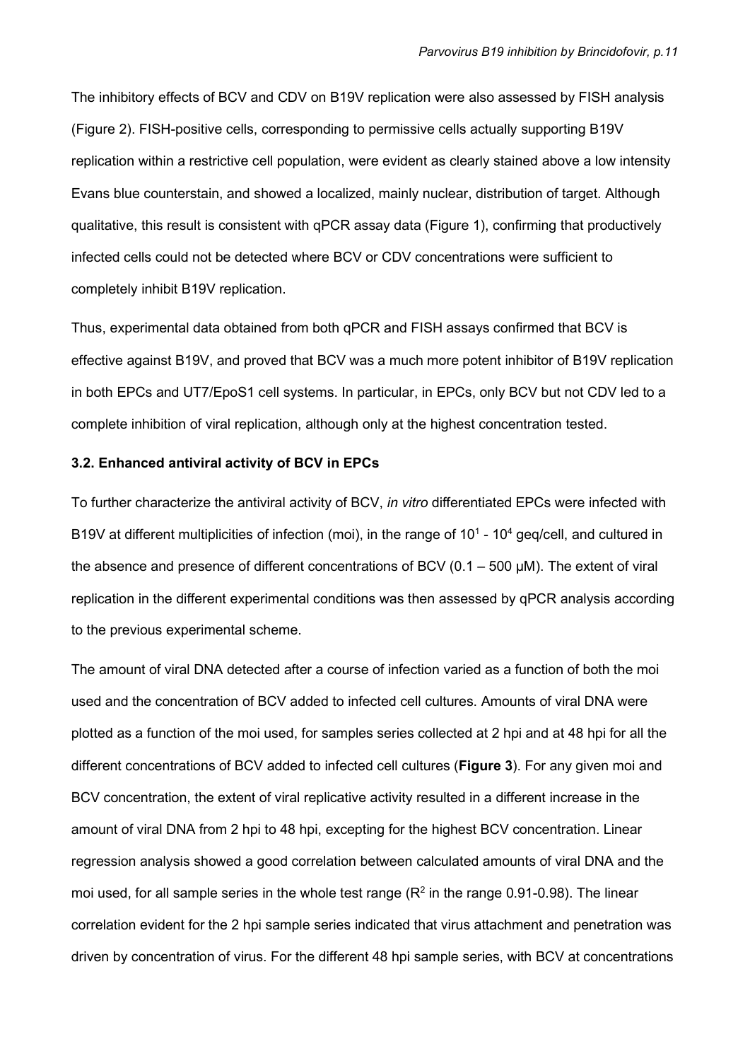The inhibitory effects of BCV and CDV on B19V replication were also assessed by FISH analysis (Figure 2). FISH-positive cells, corresponding to permissive cells actually supporting B19V replication within a restrictive cell population, were evident as clearly stained above a low intensity Evans blue counterstain, and showed a localized, mainly nuclear, distribution of target. Although qualitative, this result is consistent with qPCR assay data (Figure 1), confirming that productively infected cells could not be detected where BCV or CDV concentrations were sufficient to completely inhibit B19V replication.

Thus, experimental data obtained from both qPCR and FISH assays confirmed that BCV is effective against B19V, and proved that BCV was a much more potent inhibitor of B19V replication in both EPCs and UT7/EpoS1 cell systems. In particular, in EPCs, only BCV but not CDV led to a complete inhibition of viral replication, although only at the highest concentration tested.

### 3.2. Enhanced antiviral activity of BCV in EPCs

To further characterize the antiviral activity of BCV, *in vitro* differentiated EPCs were infected with B19V at different multiplicities of infection (moi), in the range of $10^1$ - $10^4$ geq/cell, and cultured in the absence and presence of different concentrations of BCV (0.1 – 500 μM). The extent of viral replication in the different experimental conditions was then assessed by qPCR analysis according to the previous experimental scheme.

The amount of viral DNA detected after a course of infection varied as a function of both the moi used and the concentration of BCV added to infected cell cultures. Amounts of viral DNA were plotted as a function of the moi used, for samples series collected at 2 hpi and at 48 hpi for all the different concentrations of BCV added to infected cell cultures (**Figure 3**). For any given moi and BCV concentration, the extent of viral replicative activity resulted in a different increase in the amount of viral DNA from 2 hpi to 48 hpi, excepting for the highest BCV concentration. Linear regression analysis showed a good correlation between calculated amounts of viral DNA and the moi used, for all sample series in the whole test range ($R^2$ in the range 0.91-0.98). The linear correlation evident for the 2 hpi sample series indicated that virus attachment and penetration was driven by concentration of virus. For the different 48 hpi sample series, with BCV at concentrations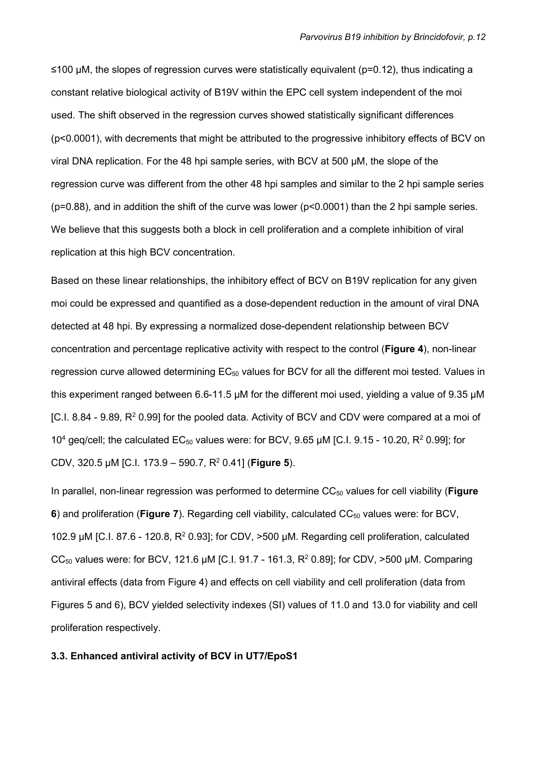≤100 μM, the slopes of regression curves were statistically equivalent ($p=0.12$), thus indicating a constant relative biological activity of B19V within the EPC cell system independent of the moi used. The shift observed in the regression curves showed statistically significant differences ($p<0.0001$), with decrements that might be attributed to the progressive inhibitory effects of BCV on viral DNA replication. For the 48 hpi sample series, with BCV at 500 μM, the slope of the regression curve was different from the other 48 hpi samples and similar to the 2 hpi sample series ($p=0.88$), and in addition the shift of the curve was lower ($p<0.0001$) than the 2 hpi sample series. We believe that this suggests both a block in cell proliferation and a complete inhibition of viral replication at this high BCV concentration.

Based on these linear relationships, the inhibitory effect of BCV on B19V replication for any given moi could be expressed and quantified as a dose-dependent reduction in the amount of viral DNA detected at 48 hpi. By expressing a normalized dose-dependent relationship between BCV concentration and percentage replicative activity with respect to the control (**Figure 4**), non-linear regression curve allowed determining $EC_{50}$ values for BCV for all the different moi tested. Values in this experiment ranged between 6.6-11.5 μM for the different moi used, yielding a value of 9.35 μM [C.I. 8.84 - 9.89, $R^2$ 0.99] for the pooled data. Activity of BCV and CDV were compared at a moi of $10^4$ geq/cell; the calculated $EC_{50}$ values were: for BCV, 9.65 μM [C.I. 9.15 - 10.20, $R^2$ 0.99]; for CDV, 320.5 μM [C.I. 173.9 – 590.7, $R^2$ 0.41] (**Figure 5**).

In parallel, non-linear regression was performed to determine $CC_{50}$ values for cell viability (**Figure 6**) and proliferation (**Figure 7**). Regarding cell viability, calculated $CC_{50}$ values were: for BCV, 102.9 μM [C.I. 87.6 - 120.8, $R^2$ 0.93]; for CDV, >500 μM. Regarding cell proliferation, calculated $CC_{50}$ values were: for BCV, 121.6 μM [C.I. 91.7 - 161.3, $R^2$ 0.89]; for CDV, >500 μM. Comparing antiviral effects (data from Figure 4) and effects on cell viability and cell proliferation (data from Figures 5 and 6), BCV yielded selectivity indexes (SI) values of 11.0 and 13.0 for viability and cell proliferation respectively.

### 3.3. Enhanced antiviral activity of BCV in UT7/EpoS1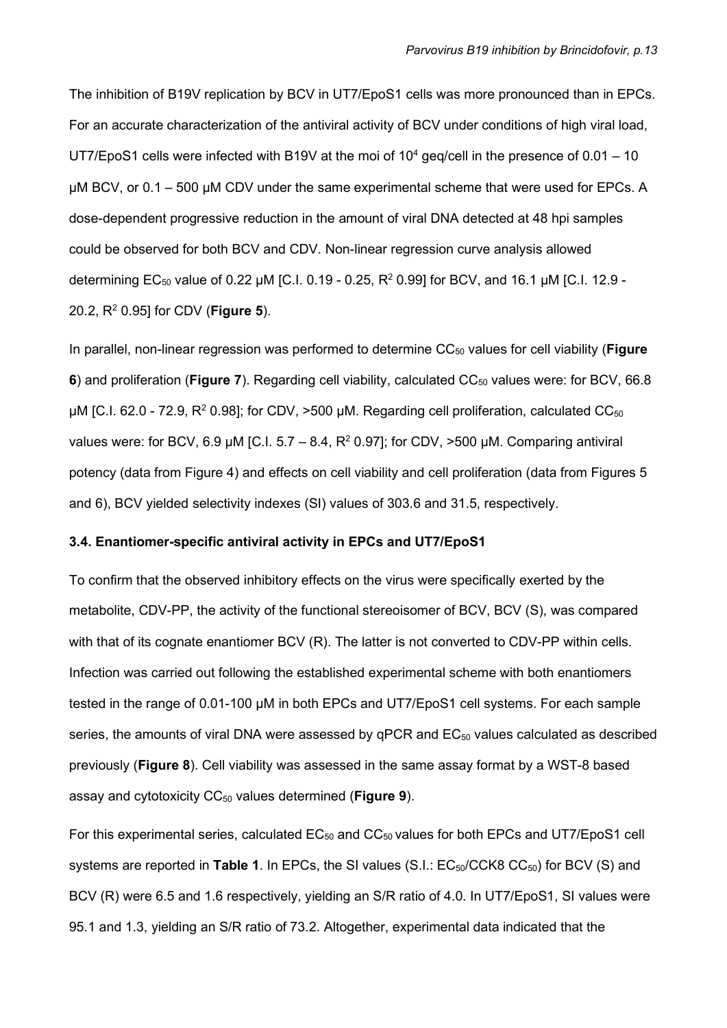The inhibition of B19V replication by BCV in UT7/EpoS1 cells was more pronounced than in EPCs. For an accurate characterization of the antiviral activity of BCV under conditions of high viral load, UT7/EpoS1 cells were infected with B19V at the moi of $10^4$ geq/cell in the presence of 0.01 – 10 μM BCV, or 0.1 – 500 μM CDV under the same experimental scheme that were used for EPCs. A dose-dependent progressive reduction in the amount of viral DNA detected at 48 hpi samples could be observed for both BCV and CDV. Non-linear regression curve analysis allowed determining $EC_{50}$ value of 0.22 μM [C.I. 0.19 - 0.25, $R^2$ 0.99] for BCV, and 16.1 μM [C.I. 12.9 - 20.2, $R^2$ 0.95] for CDV (**Figure 5**).

In parallel, non-linear regression was performed to determine $CC_{50}$ values for cell viability (**Figure 6**) and proliferation (**Figure 7**). Regarding cell viability, calculated $CC_{50}$ values were: for BCV, 66.8 μM [C.I. 62.0 - 72.9, $R^2$ 0.98]; for CDV, >500 μM. Regarding cell proliferation, calculated $CC_{50}$ values were: for BCV, 6.9 μM [C.I. 5.7 – 8.4, $R^2$ 0.97]; for CDV, >500 μM. Comparing antiviral potency (data from Figure 4) and effects on cell viability and cell proliferation (data from Figures 5 and 6), BCV yielded selectivity indexes (SI) values of 303.6 and 31.5, respectively.

### 3.4. Enantiomer-specific antiviral activity in EPCs and UT7/EpoS1

To confirm that the observed inhibitory effects on the virus were specifically exerted by the metabolite, CDV-PP, the activity of the functional stereoisomer of BCV, BCV (S), was compared with that of its cognate enantiomer BCV (R). The latter is not converted to CDV-PP within cells. Infection was carried out following the established experimental scheme with both enantiomers tested in the range of 0.01-100 μM in both EPCs and UT7/EpoS1 cell systems. For each sample series, the amounts of viral DNA were assessed by qPCR and $EC_{50}$ values calculated as described previously (**Figure 8**). Cell viability was assessed in the same assay format by a WST-8 based assay and cytotoxicity $CC_{50}$ values determined (**Figure 9**).

For this experimental series, calculated $EC_{50}$ and $CC_{50}$ values for both EPCs and UT7/EpoS1 cell systems are reported in **Table 1**. In EPCs, the SI values (S.I.: $EC_{50}$/CCK8 $CC_{50}$) for BCV (S) and BCV (R) were 6.5 and 1.6 respectively, yielding an S/R ratio of 4.0. In UT7/EpoS1, SI values were 95.1 and 1.3, yielding an S/R ratio of 73.2. Altogether, experimental data indicated that the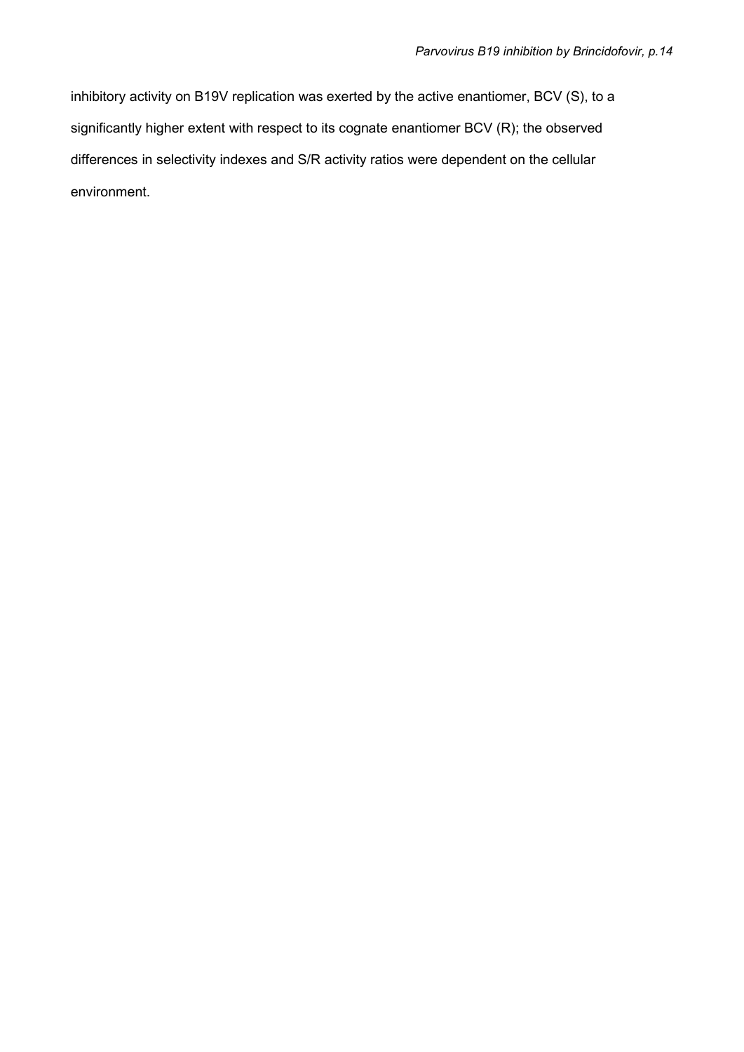inhibitory activity on B19V replication was exerted by the active enantiomer, BCV (S), to a significantly higher extent with respect to its cognate enantiomer BCV (R); the observed differences in selectivity indexes and S/R activity ratios were dependent on the cellular environment.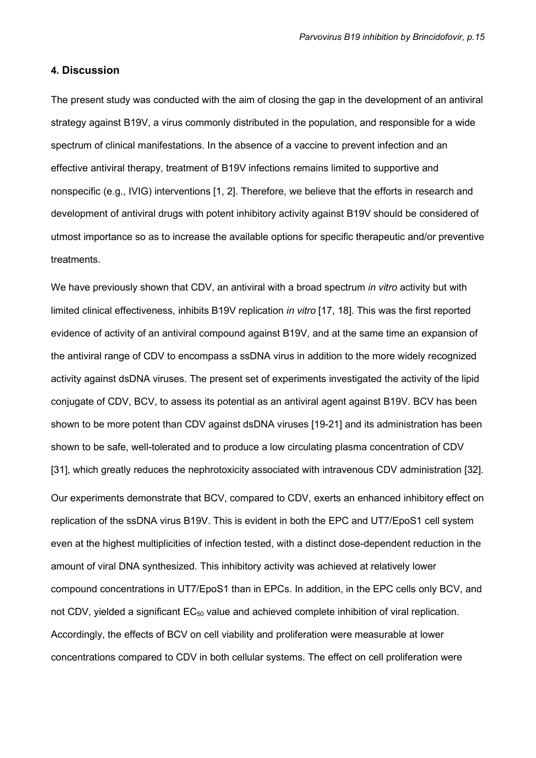## 4. Discussion

The present study was conducted with the aim of closing the gap in the development of an antiviral strategy against B19V, a virus commonly distributed in the population, and responsible for a wide spectrum of clinical manifestations. In the absence of a vaccine to prevent infection and an effective antiviral therapy, treatment of B19V infections remains limited to supportive and nonspecific (e.g., IVIG) interventions [1, 2]. Therefore, we believe that the efforts in research and development of antiviral drugs with potent inhibitory activity against B19V should be considered of utmost importance so as to increase the available options for specific therapeutic and/or preventive treatments.

We have previously shown that CDV, an antiviral with a broad spectrum *in vitro* activity but with limited clinical effectiveness, inhibits B19V replication *in vitro* [17, 18]. This was the first reported evidence of activity of an antiviral compound against B19V, and at the same time an expansion of the antiviral range of CDV to encompass a ssDNA virus in addition to the more widely recognized activity against dsDNA viruses. The present set of experiments investigated the activity of the lipid conjugate of CDV, BCV, to assess its potential as an antiviral agent against B19V. BCV has been shown to be more potent than CDV against dsDNA viruses [19-21] and its administration has been shown to be safe, well-tolerated and to produce a low circulating plasma concentration of CDV [31], which greatly reduces the nephrotoxicity associated with intravenous CDV administration [32].

Our experiments demonstrate that BCV, compared to CDV, exerts an enhanced inhibitory effect on replication of the ssDNA virus B19V. This is evident in both the EPC and UT7/EpoS1 cell system even at the highest multiplicities of infection tested, with a distinct dose-dependent reduction in the amount of viral DNA synthesized. This inhibitory activity was achieved at relatively lower compound concentrations in UT7/EpoS1 than in EPCs. In addition, in the EPC cells only BCV, and not CDV, yielded a significant $EC_{50}$ value and achieved complete inhibition of viral replication. Accordingly, the effects of BCV on cell viability and proliferation were measurable at lower concentrations compared to CDV in both cellular systems. The effect on cell proliferation were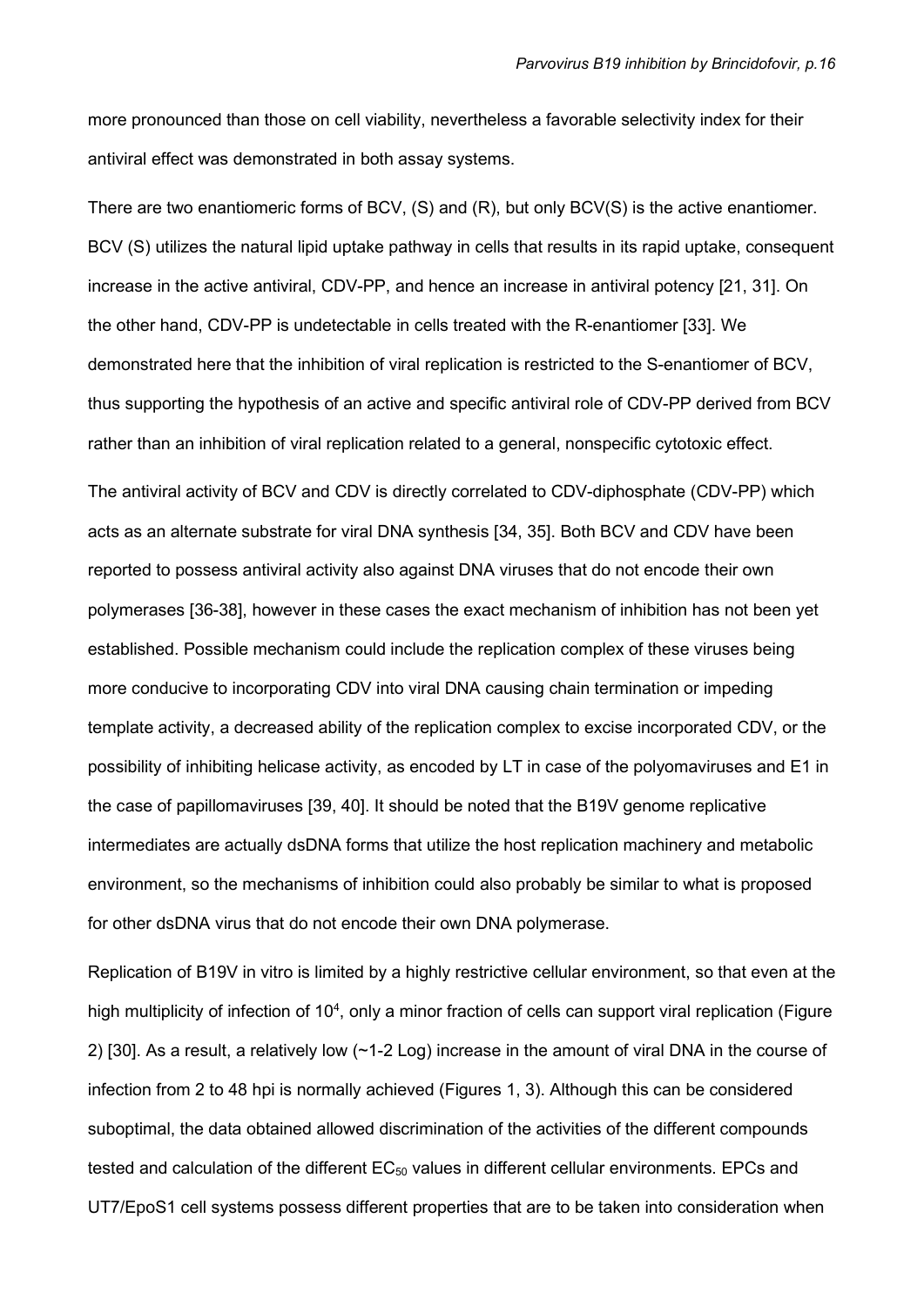more pronounced than those on cell viability, nevertheless a favorable selectivity index for their antiviral effect was demonstrated in both assay systems.

There are two enantiomeric forms of BCV, (S) and (R), but only BCV(S) is the active enantiomer. BCV (S) utilizes the natural lipid uptake pathway in cells that results in its rapid uptake, consequent increase in the active antiviral, CDV-PP, and hence an increase in antiviral potency [21, 31]. On the other hand, CDV-PP is undetectable in cells treated with the R-enantiomer [33]. We demonstrated here that the inhibition of viral replication is restricted to the S-enantiomer of BCV, thus supporting the hypothesis of an active and specific antiviral role of CDV-PP derived from BCV rather than an inhibition of viral replication related to a general, nonspecific cytotoxic effect.

The antiviral activity of BCV and CDV is directly correlated to CDV-diphosphate (CDV-PP) which acts as an alternate substrate for viral DNA synthesis [34, 35]. Both BCV and CDV have been reported to possess antiviral activity also against DNA viruses that do not encode their own polymerases [36-38], however in these cases the exact mechanism of inhibition has not been yet established. Possible mechanism could include the replication complex of these viruses being more conducive to incorporating CDV into viral DNA causing chain termination or impeding template activity, a decreased ability of the replication complex to excise incorporated CDV, or the possibility of inhibiting helicase activity, as encoded by LT in case of the polyomaviruses and E1 in the case of papillomaviruses [39, 40]. It should be noted that the B19V genome replicative intermediates are actually dsDNA forms that utilize the host replication machinery and metabolic environment, so the mechanisms of inhibition could also probably be similar to what is proposed for other dsDNA virus that do not encode their own DNA polymerase.

Replication of B19V in vitro is limited by a highly restrictive cellular environment, so that even at the high multiplicity of infection of $10^4$, only a minor fraction of cells can support viral replication (Figure 2) [30]. As a result, a relatively low (~1-2 Log) increase in the amount of viral DNA in the course of infection from 2 to 48 hpi is normally achieved (Figures 1, 3). Although this can be considered suboptimal, the data obtained allowed discrimination of the activities of the different compounds tested and calculation of the different $EC_{50}$ values in different cellular environments. EPCs and UT7/EpoS1 cell systems possess different properties that are to be taken into consideration when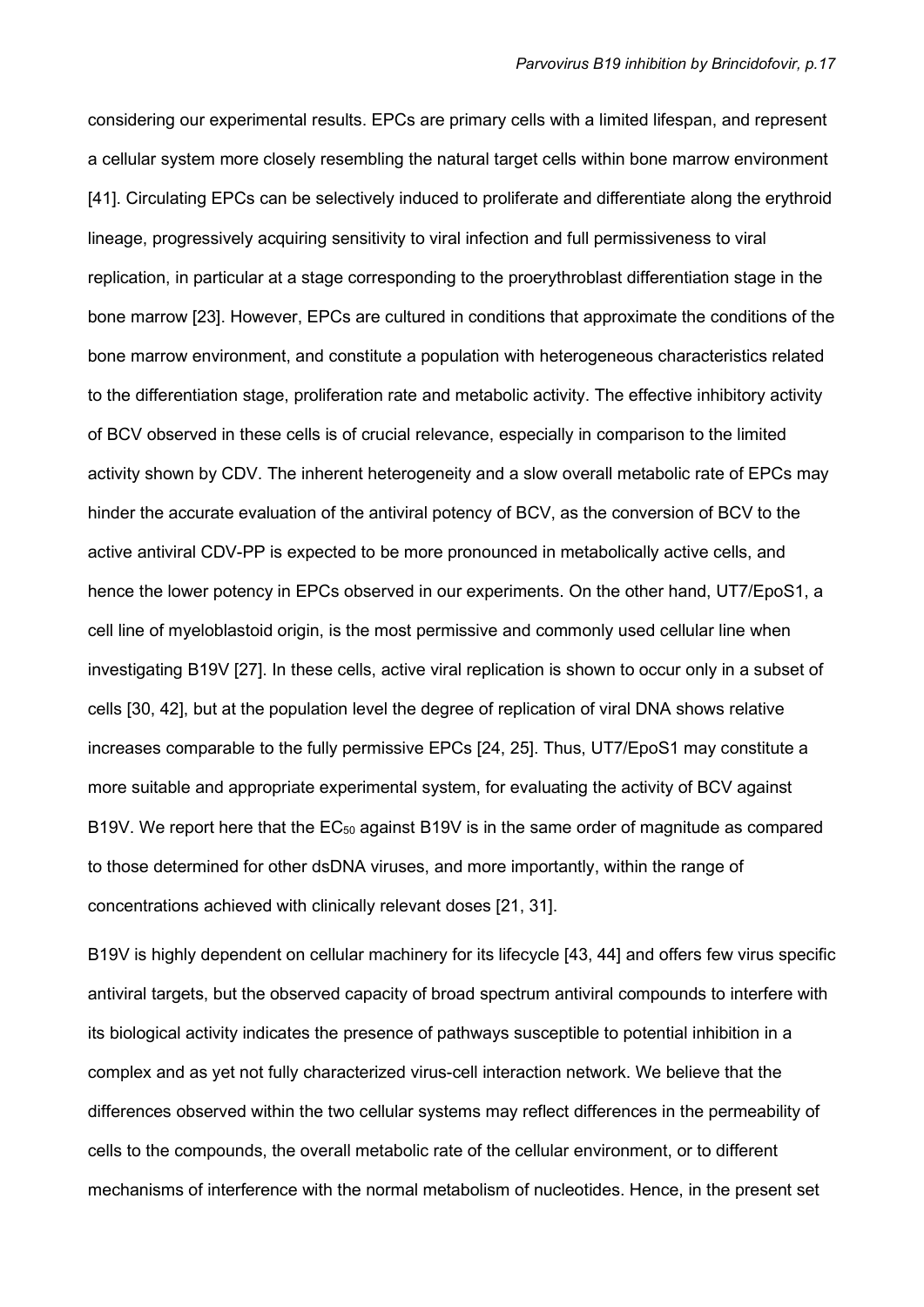considering our experimental results. EPCs are primary cells with a limited lifespan, and represent a cellular system more closely resembling the natural target cells within bone marrow environment [41]. Circulating EPCs can be selectively induced to proliferate and differentiate along the erythroid lineage, progressively acquiring sensitivity to viral infection and full permissiveness to viral replication, in particular at a stage corresponding to the proerythroblast differentiation stage in the bone marrow [23]. However, EPCs are cultured in conditions that approximate the conditions of the bone marrow environment, and constitute a population with heterogeneous characteristics related to the differentiation stage, proliferation rate and metabolic activity. The effective inhibitory activity of BCV observed in these cells is of crucial relevance, especially in comparison to the limited activity shown by CDV. The inherent heterogeneity and a slow overall metabolic rate of EPCs may hinder the accurate evaluation of the antiviral potency of BCV, as the conversion of BCV to the active antiviral CDV-PP is expected to be more pronounced in metabolically active cells, and hence the lower potency in EPCs observed in our experiments. On the other hand, UT7/EpoS1, a cell line of myeloblastoid origin, is the most permissive and commonly used cellular line when investigating B19V [27]. In these cells, active viral replication is shown to occur only in a subset of cells [30, 42], but at the population level the degree of replication of viral DNA shows relative increases comparable to the fully permissive EPCs [24, 25]. Thus, UT7/EpoS1 may constitute a more suitable and appropriate experimental system, for evaluating the activity of BCV against B19V. We report here that the $EC_{50}$ against B19V is in the same order of magnitude as compared to those determined for other dsDNA viruses, and more importantly, within the range of concentrations achieved with clinically relevant doses [21, 31].

B19V is highly dependent on cellular machinery for its lifecycle [43, 44] and offers few virus specific antiviral targets, but the observed capacity of broad spectrum antiviral compounds to interfere with its biological activity indicates the presence of pathways susceptible to potential inhibition in a complex and as yet not fully characterized virus-cell interaction network. We believe that the differences observed within the two cellular systems may reflect differences in the permeability of cells to the compounds, the overall metabolic rate of the cellular environment, or to different mechanisms of interference with the normal metabolism of nucleotides. Hence, in the present set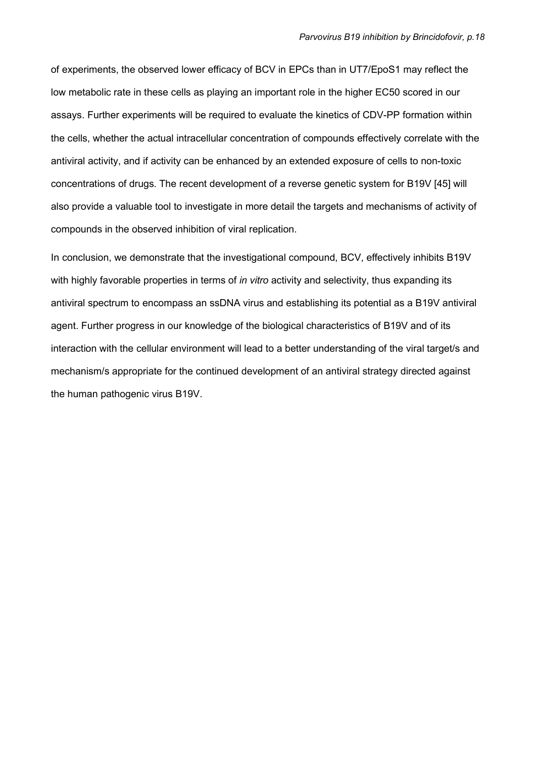of experiments, the observed lower efficacy of BCV in EPCs than in UT7/EpoS1 may reflect the low metabolic rate in these cells as playing an important role in the higher EC50 scored in our assays. Further experiments will be required to evaluate the kinetics of CDV-PP formation within the cells, whether the actual intracellular concentration of compounds effectively correlate with the antiviral activity, and if activity can be enhanced by an extended exposure of cells to non-toxic concentrations of drugs. The recent development of a reverse genetic system for B19V [45] will also provide a valuable tool to investigate in more detail the targets and mechanisms of activity of compounds in the observed inhibition of viral replication.

In conclusion, we demonstrate that the investigational compound, BCV, effectively inhibits B19V with highly favorable properties in terms of *in vitro* activity and selectivity, thus expanding its antiviral spectrum to encompass an ssDNA virus and establishing its potential as a B19V antiviral agent. Further progress in our knowledge of the biological characteristics of B19V and of its interaction with the cellular environment will lead to a better understanding of the viral target/s and mechanism/s appropriate for the continued development of an antiviral strategy directed against the human pathogenic virus B19V.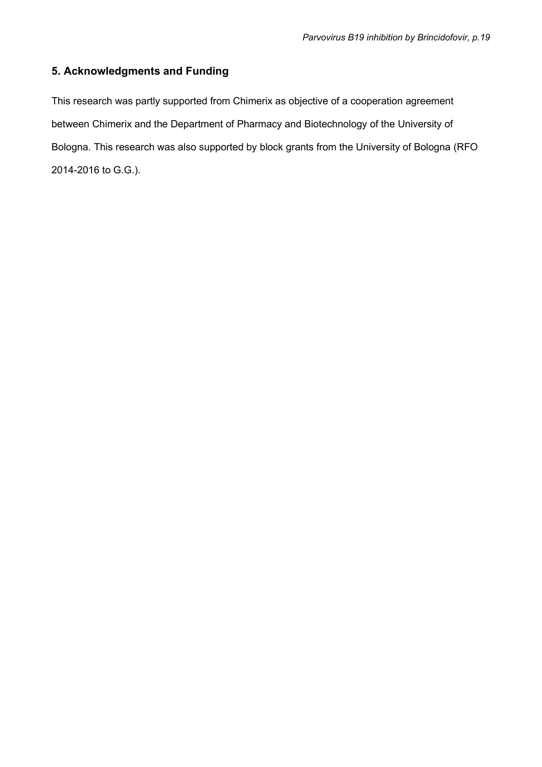## 5. Acknowledgments and Funding

This research was partly supported from Chimerix as objective of a cooperation agreement between Chimerix and the Department of Pharmacy and Biotechnology of the University of Bologna. This research was also supported by block grants from the University of Bologna (RFO 2014-2016 to G.G.).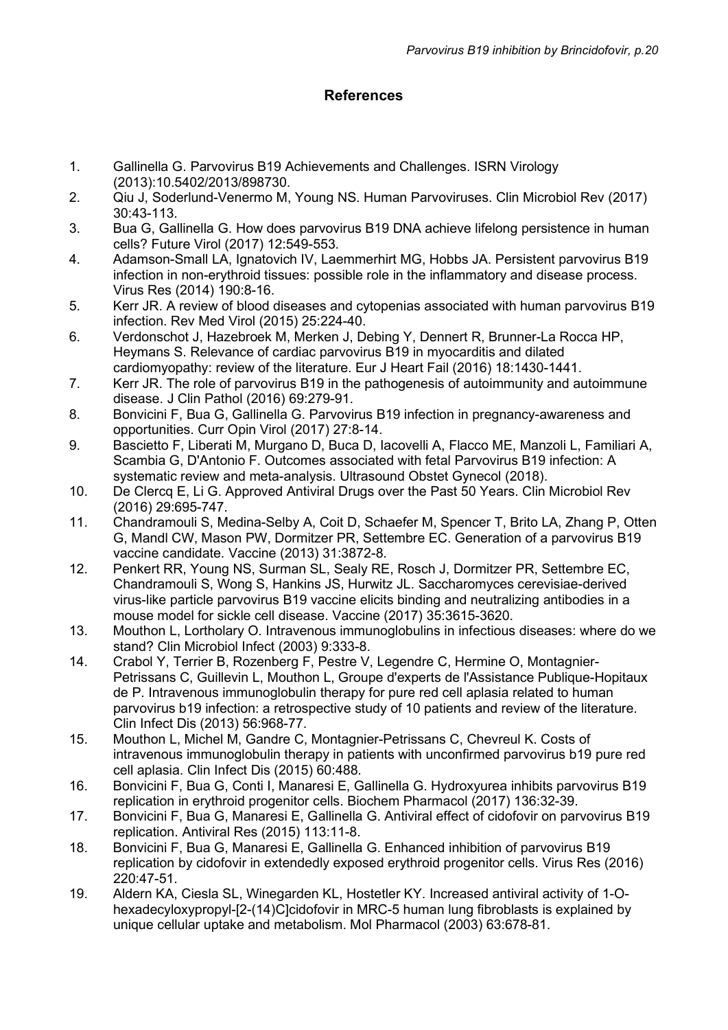## References

1. Gallinella G. Parvovirus B19 Achievements and Challenges. ISRN Virology (2013):10.5402/2013/898730.
2. Qiu J, Soderlund-Venermo M, Young NS. Human Parvoviruses. Clin Microbiol Rev (2017) 30:43-113.
3. Bua G, Gallinella G. How does parvovirus B19 DNA achieve lifelong persistence in human cells? Future Virol (2017) 12:549-553.
4. Adamson-Small LA, Ignatovich IV, Laemmerhirt MG, Hobbs JA. Persistent parvovirus B19 infection in non-erythroid tissues: possible role in the inflammatory and disease process. Virus Res (2014) 190:8-16.
5. Kerr JR. A review of blood diseases and cytopenias associated with human parvovirus B19 infection. Rev Med Virol (2015) 25:224-40.
6. Verdonschot J, Hazebroek M, Merken J, Debing Y, Dennert R, Brunner-La Rocca HP, Heymans S. Relevance of cardiac parvovirus B19 in myocarditis and dilated cardiomyopathy: review of the literature. Eur J Heart Fail (2016) 18:1430-1441.
7. Kerr JR. The role of parvovirus B19 in the pathogenesis of autoimmunity and autoimmune disease. J Clin Pathol (2016) 69:279-91.
8. Bonvicini F, Bua G, Gallinella G. Parvovirus B19 infection in pregnancy-awareness and opportunities. Curr Opin Virol (2017) 27:8-14.
9. Bascietto F, Liberati M, Murgano D, Buca D, Iacovelli A, Flacco ME, Manzoli L, Familiari A, Scambia G, D'Antonio F. Outcomes associated with fetal Parvovirus B19 infection: A systematic review and meta-analysis. Ultrasound Obstet Gynecol (2018).
10. De Clercq E, Li G. Approved Antiviral Drugs over the Past 50 Years. Clin Microbiol Rev (2016) 29:695-747.
11. Chandramouli S, Medina-Selby A, Coit D, Schaefer M, Spencer T, Brito LA, Zhang P, Otten G, Mandl CW, Mason PW, Dormitzer PR, Settembre EC. Generation of a parvovirus B19 vaccine candidate. Vaccine (2013) 31:3872-8.
12. Penkert RR, Young NS, Surman SL, Sealy RE, Rosch J, Dormitzer PR, Settembre EC, Chandramouli S, Wong S, Hankins JS, Hurwitz JL. Saccharomyces cerevisiae-derived virus-like particle parvovirus B19 vaccine elicits binding and neutralizing antibodies in a mouse model for sickle cell disease. Vaccine (2017) 35:3615-3620.
13. Mouthon L, Lortholary O. Intravenous immunoglobulins in infectious diseases: where do we stand? Clin Microbiol Infect (2003) 9:333-8.
14. Crabol Y, Terrier B, Rozenberg F, Pestre V, Legendre C, Hermine O, Montagnier-Petrissans C, Guillevin L, Mouthon L, Groupe d'experts de l'Assistance Publique-Hopitaux de P. Intravenous immunoglobulin therapy for pure red cell aplasia related to human parvovirus b19 infection: a retrospective study of 10 patients and review of the literature. Clin Infect Dis (2013) 56:968-77.
15. Mouthon L, Michel M, Gandre C, Montagnier-Petrissans C, Chevreul K. Costs of intravenous immunoglobulin therapy in patients with unconfirmed parvovirus b19 pure red cell aplasia. Clin Infect Dis (2015) 60:488.
16. Bonvicini F, Bua G, Conti I, Manaresi E, Gallinella G. Hydroxyurea inhibits parvovirus B19 replication in erythroid progenitor cells. Biochem Pharmacol (2017) 136:32-39.
17. Bonvicini F, Bua G, Manaresi E, Gallinella G. Antiviral effect of cidofovir on parvovirus B19 replication. Antiviral Res (2015) 113:11-8.
18. Bonvicini F, Bua G, Manaresi E, Gallinella G. Enhanced inhibition of parvovirus B19 replication by cidofovir in extendedly exposed erythroid progenitor cells. Virus Res (2016) 220:47-51.
19. Aldern KA, Ciesla SL, Winegarden KL, Hostetler KY. Increased antiviral activity of 1-O-hexadecyloxypropyl-[2-(14)C]cidofovir in MRC-5 human lung fibroblasts is explained by unique cellular uptake and metabolism. Mol Pharmacol (2003) 63:678-81.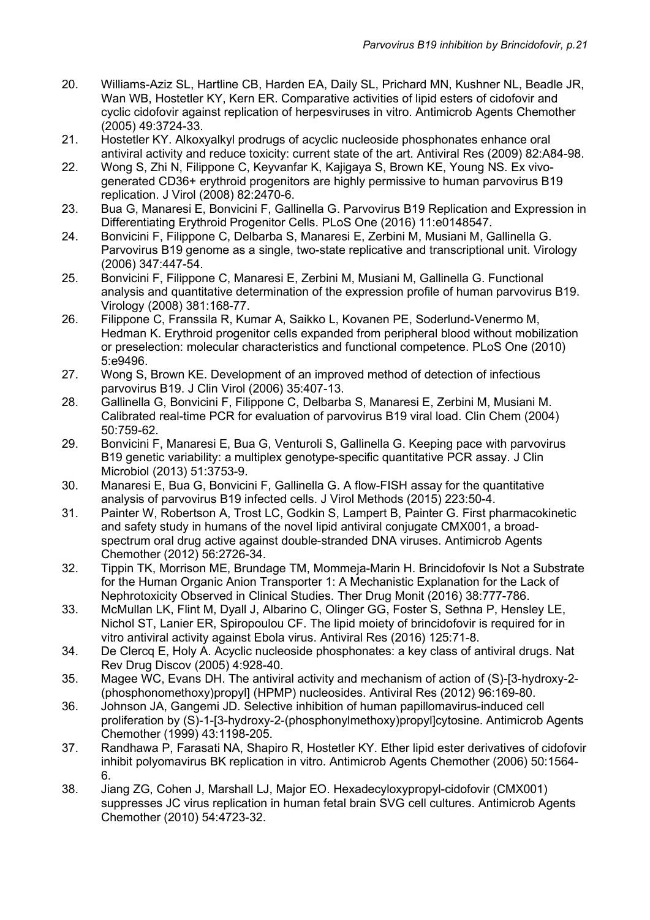20. Williams-Aziz SL, Hartline CB, Harden EA, Daily SL, Prichard MN, Kushner NL, Beadle JR, Wan WB, Hostetler KY, Kern ER. Comparative activities of lipid esters of cidofovir and cyclic cidofovir against replication of herpesviruses in vitro. Antimicrob Agents Chemother (2005) 49:3724-33.
21. Hostetler KY. Alkoxyalkyl prodrugs of acyclic nucleoside phosphonates enhance oral antiviral activity and reduce toxicity: current state of the art. Antiviral Res (2009) 82:A84-98.
22. Wong S, Zhi N, Filippone C, Keyvanfar K, Kajigaya S, Brown KE, Young NS. Ex vivo-generated CD36+ erythroid progenitors are highly permissive to human parvovirus B19 replication. J Virol (2008) 82:2470-6.
23. Bua G, Manaresi E, Bonvicini F, Gallinella G. Parvovirus B19 Replication and Expression in Differentiating Erythroid Progenitor Cells. PLoS One (2016) 11:e0148547.
24. Bonvicini F, Filippone C, Delbarba S, Manaresi E, Zerbini M, Musiani M, Gallinella G. Parvovirus B19 genome as a single, two-state replicative and transcriptional unit. Virology (2006) 347:447-54.
25. Bonvicini F, Filippone C, Manaresi E, Zerbini M, Musiani M, Gallinella G. Functional analysis and quantitative determination of the expression profile of human parvovirus B19. Virology (2008) 381:168-77.
26. Filippone C, Franssila R, Kumar A, Saikko L, Kovanen PE, Soderlund-Venermo M, Hedman K. Erythroid progenitor cells expanded from peripheral blood without mobilization or preselection: molecular characteristics and functional competence. PLoS One (2010) 5:e9496.
27. Wong S, Brown KE. Development of an improved method of detection of infectious parvovirus B19. J Clin Virol (2006) 35:407-13.
28. Gallinella G, Bonvicini F, Filippone C, Delbarba S, Manaresi E, Zerbini M, Musiani M. Calibrated real-time PCR for evaluation of parvovirus B19 viral load. Clin Chem (2004) 50:759-62.
29. Bonvicini F, Manaresi E, Bua G, Venturoli S, Gallinella G. Keeping pace with parvovirus B19 genetic variability: a multiplex genotype-specific quantitative PCR assay. J Clin Microbiol (2013) 51:3753-9.
30. Manaresi E, Bua G, Bonvicini F, Gallinella G. A flow-FISH assay for the quantitative analysis of parvovirus B19 infected cells. J Virol Methods (2015) 223:50-4.
31. Painter W, Robertson A, Trost LC, Godkin S, Lampert B, Painter G. First pharmacokinetic and safety study in humans of the novel lipid antiviral conjugate CMX001, a broad-spectrum oral drug active against double-stranded DNA viruses. Antimicrob Agents Chemother (2012) 56:2726-34.
32. Tippin TK, Morrison ME, Brundage TM, Mommeja-Marin H. Brincidofovir Is Not a Substrate for the Human Organic Anion Transporter 1: A Mechanistic Explanation for the Lack of Nephrotoxicity Observed in Clinical Studies. Ther Drug Monit (2016) 38:777-786.
33. McMullan LK, Flint M, Dyall J, Albarino C, Olinger GG, Foster S, Sethna P, Hensley LE, Nichol ST, Lanier ER, Spiropoulou CF. The lipid moiety of brincidofovir is required for in vitro antiviral activity against Ebola virus. Antiviral Res (2016) 125:71-8.
34. De Clercq E, Holy A. Acyclic nucleoside phosphonates: a key class of antiviral drugs. Nat Rev Drug Discov (2005) 4:928-40.
35. Magee WC, Evans DH. The antiviral activity and mechanism of action of (S)-[3-hydroxy-2-(phosphonomethoxy)propyl] (HPMP) nucleosides. Antiviral Res (2012) 96:169-80.
36. Johnson JA, Gangemi JD. Selective inhibition of human papillomavirus-induced cell proliferation by (S)-1-[3-hydroxy-2-(phosphonylmethoxy)propyl]cytosine. Antimicrob Agents Chemother (1999) 43:1198-205.
37. Randhawa P, Farasati NA, Shapiro R, Hostetler KY. Ether lipid ester derivatives of cidofovir inhibit polyomavirus BK replication in vitro. Antimicrob Agents Chemother (2006) 50:1564-6.
38. Jiang ZG, Cohen J, Marshall LJ, Major EO. Hexadecyloxypropyl-cidofovir (CMX001) suppresses JC virus replication in human fetal brain SVG cell cultures. Antimicrob Agents Chemother (2010) 54:4723-32.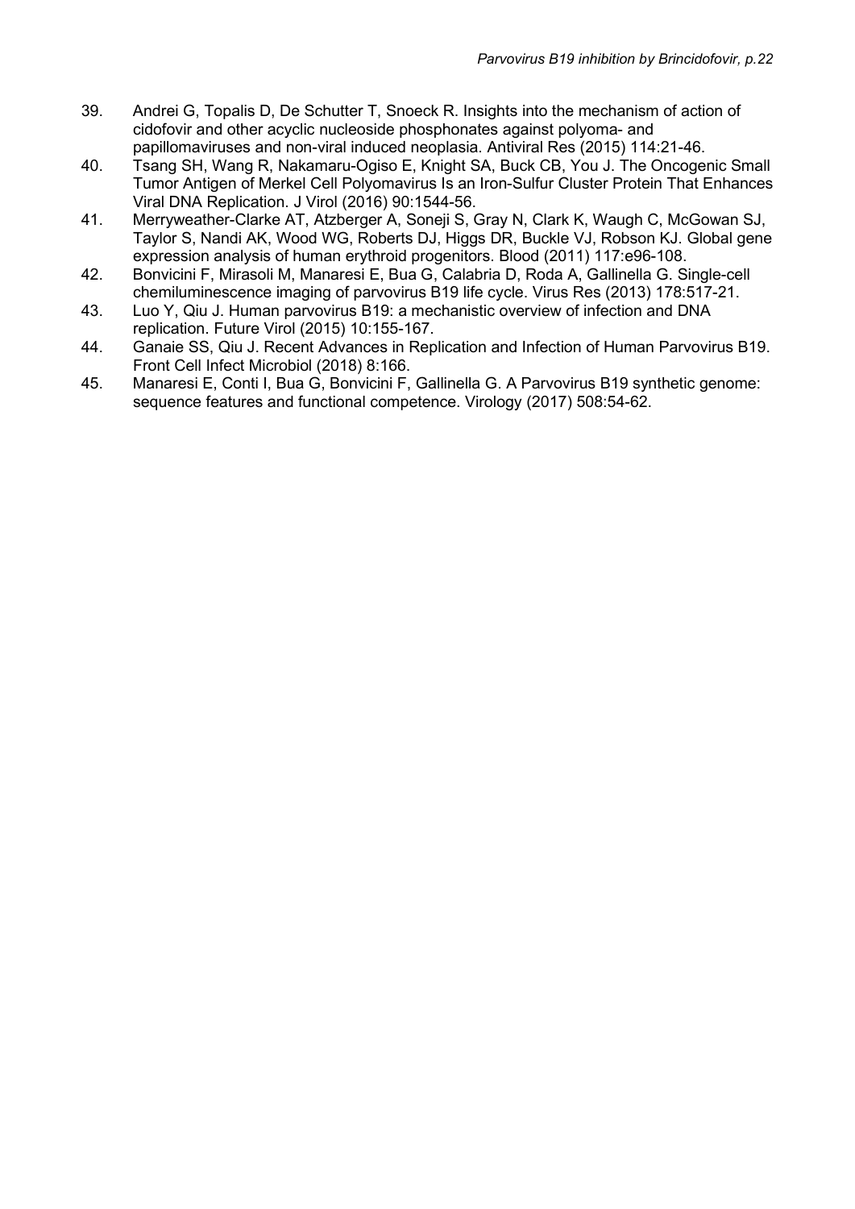39. Andrei G, Topalis D, De Schutter T, Snoeck R. Insights into the mechanism of action of cidofovir and other acyclic nucleoside phosphonates against polyoma- and papillomaviruses and non-viral induced neoplasia. Antiviral Res (2015) 114:21-46.
40. Tsang SH, Wang R, Nakamaru-Ogiso E, Knight SA, Buck CB, You J. The Oncogenic Small Tumor Antigen of Merkel Cell Polyomavirus Is an Iron-Sulfur Cluster Protein That Enhances Viral DNA Replication. J Virol (2016) 90:1544-56.
41. Merryweather-Clarke AT, Atzberger A, Soneji S, Gray N, Clark K, Waugh C, McGowan SJ, Taylor S, Nandi AK, Wood WG, Roberts DJ, Higgs DR, Buckle VJ, Robson KJ. Global gene expression analysis of human erythroid progenitors. Blood (2011) 117:e96-108.
42. Bonvicini F, Mirasoli M, Manaresi E, Bua G, Calabria D, Roda A, Gallinella G. Single-cell chemiluminescence imaging of parvovirus B19 life cycle. Virus Res (2013) 178:517-21.
43. Luo Y, Qiu J. Human parvovirus B19: a mechanistic overview of infection and DNA replication. Future Virol (2015) 10:155-167.
44. Ganaie SS, Qiu J. Recent Advances in Replication and Infection of Human Parvovirus B19. Front Cell Infect Microbiol (2018) 8:166.
45. Manaresi E, Conti I, Bua G, Bonvicini F, Gallinella G. A Parvovirus B19 synthetic genome: sequence features and functional competence. Virology (2017) 508:54-62.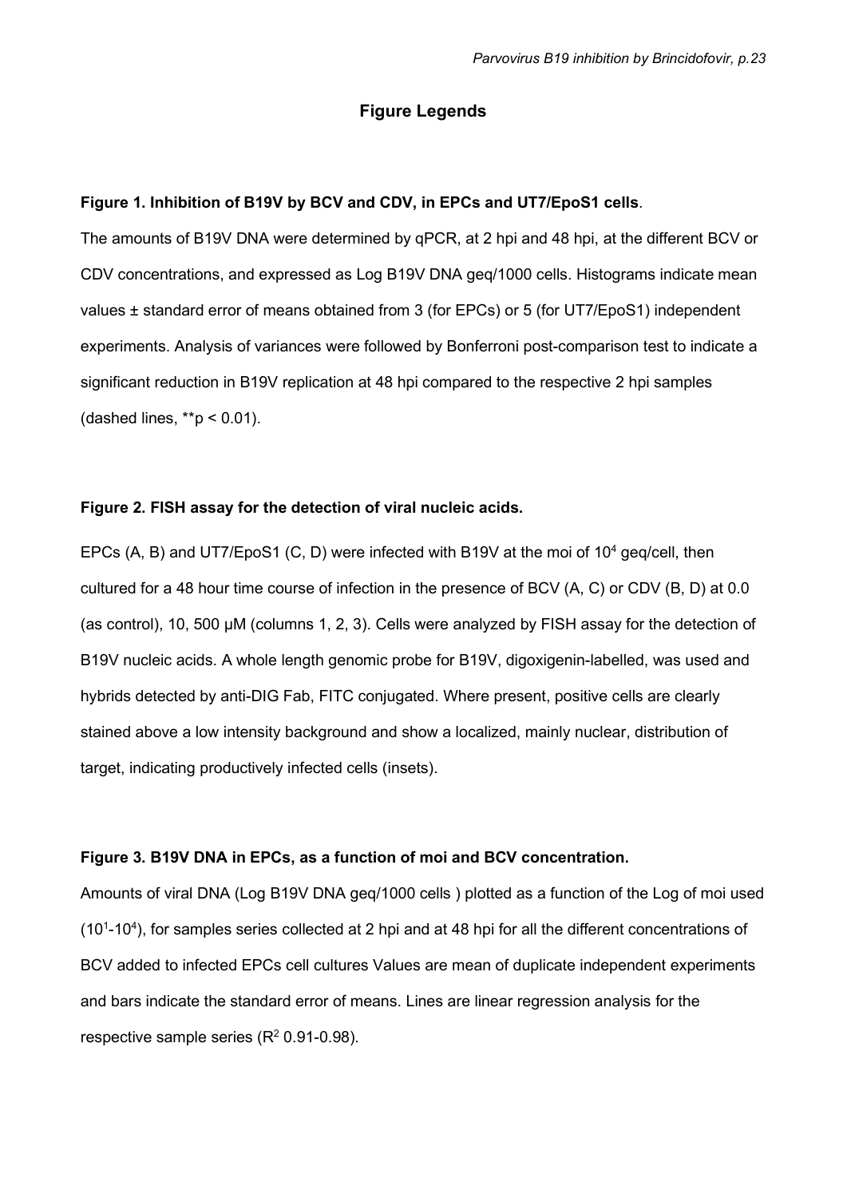## Figure Legends

**Figure 1. Inhibition of B19V by BCV and CDV, in EPCs and UT7/EpoS1 cells**.

The amounts of B19V DNA were determined by qPCR, at 2 hpi and 48 hpi, at the different BCV or CDV concentrations, and expressed as Log B19V DNA geq/1000 cells. Histograms indicate mean values ± standard error of means obtained from 3 (for EPCs) or 5 (for UT7/EpoS1) independent experiments. Analysis of variances were followed by Bonferroni post-comparison test to indicate a significant reduction in B19V replication at 48 hpi compared to the respective 2 hpi samples (dashed lines, **$p < 0.01$).

**Figure 2. FISH assay for the detection of viral nucleic acids.**

EPCs (A, B) and UT7/EpoS1 (C, D) were infected with B19V at the moi of $10^4$ geq/cell, then cultured for a 48 hour time course of infection in the presence of BCV (A, C) or CDV (B, D) at 0.0 (as control), 10, 500 µM (columns 1, 2, 3). Cells were analyzed by FISH assay for the detection of B19V nucleic acids. A whole length genomic probe for B19V, digoxigenin-labelled, was used and hybrids detected by anti-DIG Fab, FITC conjugated. Where present, positive cells are clearly stained above a low intensity background and show a localized, mainly nuclear, distribution of target, indicating productively infected cells (insets).

**Figure 3. B19V DNA in EPCs, as a function of moi and BCV concentration.**

Amounts of viral DNA (Log B19V DNA geq/1000 cells ) plotted as a function of the Log of moi used ($10^1$-$10^4$), for samples series collected at 2 hpi and at 48 hpi for all the different concentrations of BCV added to infected EPCs cell cultures Values are mean of duplicate independent experiments and bars indicate the standard error of means. Lines are linear regression analysis for the respective sample series ($R^2$ 0.91-0.98).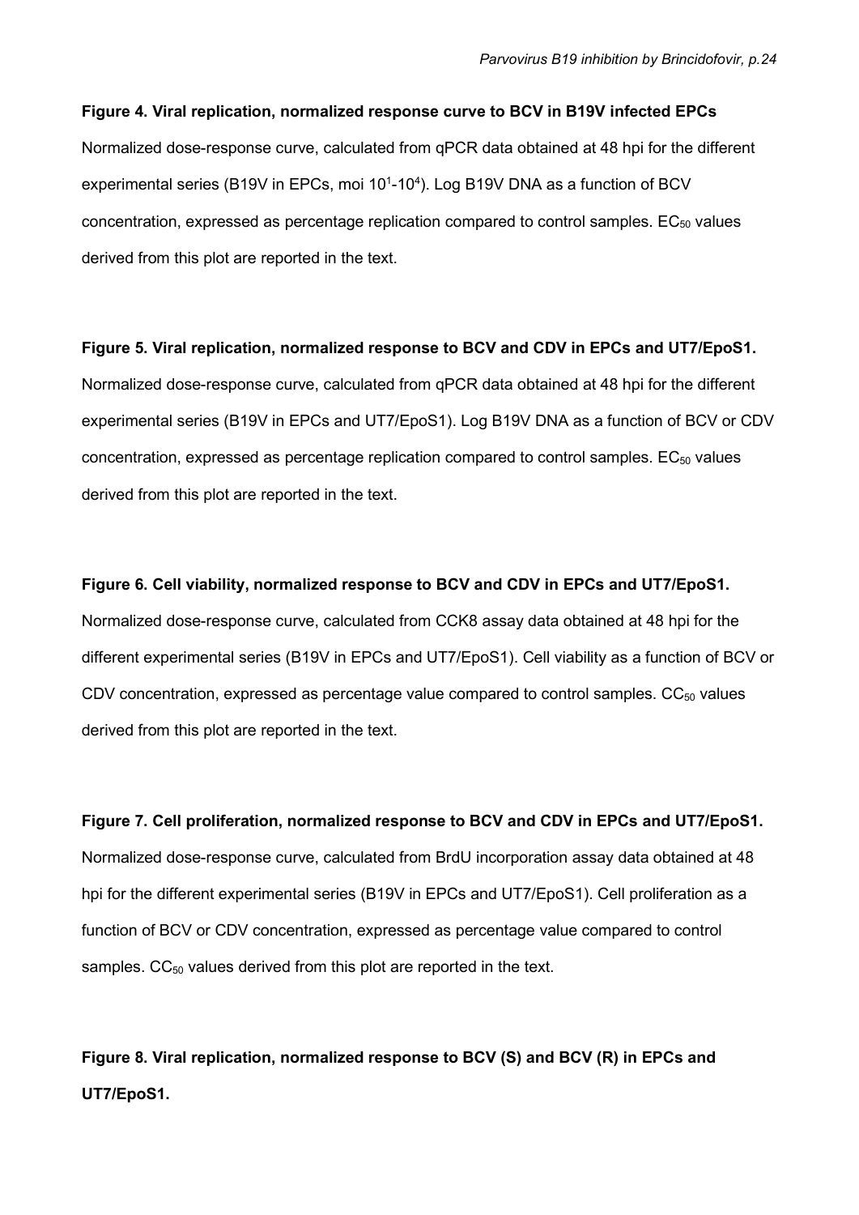**Figure 4. Viral replication, normalized response curve to BCV in B19V infected EPCs**

Normalized dose-response curve, calculated from qPCR data obtained at 48 hpi for the different experimental series (B19V in EPCs, moi $10^1$-$10^4$). Log B19V DNA as a function of BCV concentration, expressed as percentage replication compared to control samples. $EC_{50}$ values derived from this plot are reported in the text.

**Figure 5. Viral replication, normalized response to BCV and CDV in EPCs and UT7/EpoS1.**

Normalized dose-response curve, calculated from qPCR data obtained at 48 hpi for the different experimental series (B19V in EPCs and UT7/EpoS1). Log B19V DNA as a function of BCV or CDV concentration, expressed as percentage replication compared to control samples. $EC_{50}$ values derived from this plot are reported in the text.

**Figure 6. Cell viability, normalized response to BCV and CDV in EPCs and UT7/EpoS1.**

Normalized dose-response curve, calculated from CCK8 assay data obtained at 48 hpi for the different experimental series (B19V in EPCs and UT7/EpoS1). Cell viability as a function of BCV or CDV concentration, expressed as percentage value compared to control samples. $CC_{50}$ values derived from this plot are reported in the text.

**Figure 7. Cell proliferation, normalized response to BCV and CDV in EPCs and UT7/EpoS1.**

Normalized dose-response curve, calculated from BrdU incorporation assay data obtained at 48 hpi for the different experimental series (B19V in EPCs and UT7/EpoS1). Cell proliferation as a function of BCV or CDV concentration, expressed as percentage value compared to control samples. $CC_{50}$ values derived from this plot are reported in the text.

**Figure 8. Viral replication, normalized response to BCV (S) and BCV (R) in EPCs and UT7/EpoS1.**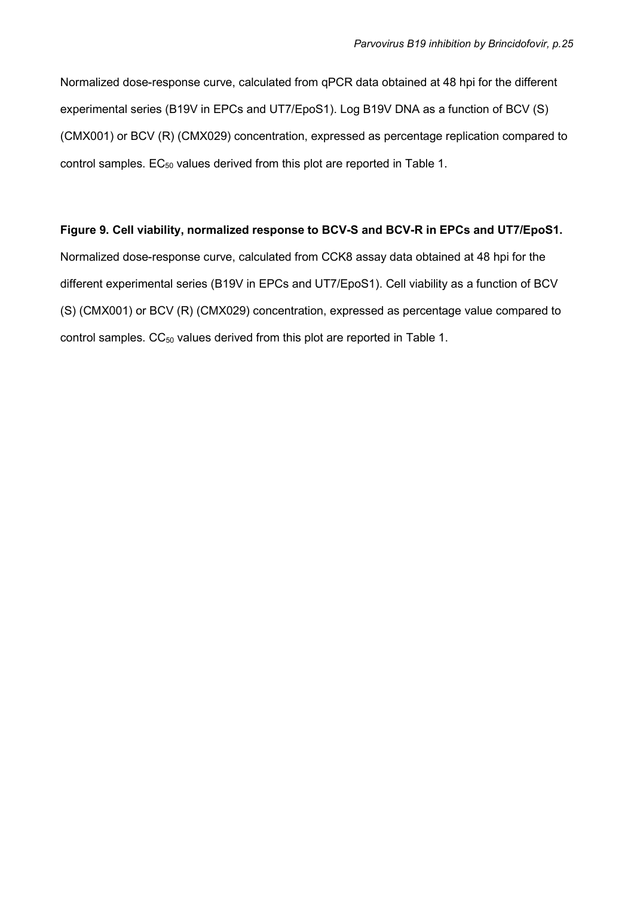Normalized dose-response curve, calculated from qPCR data obtained at 48 hpi for the different experimental series (B19V in EPCs and UT7/EpoS1). Log B19V DNA as a function of BCV (S) (CMX001) or BCV (R) (CMX029) concentration, expressed as percentage replication compared to control samples. $EC_{50}$ values derived from this plot are reported in Table 1.

**Figure 9. Cell viability, normalized response to BCV-S and BCV-R in EPCs and UT7/EpoS1.** Normalized dose-response curve, calculated from CCK8 assay data obtained at 48 hpi for the different experimental series (B19V in EPCs and UT7/EpoS1). Cell viability as a function of BCV (S) (CMX001) or BCV (R) (CMX029) concentration, expressed as percentage value compared to control samples. $CC_{50}$ values derived from this plot are reported in Table 1.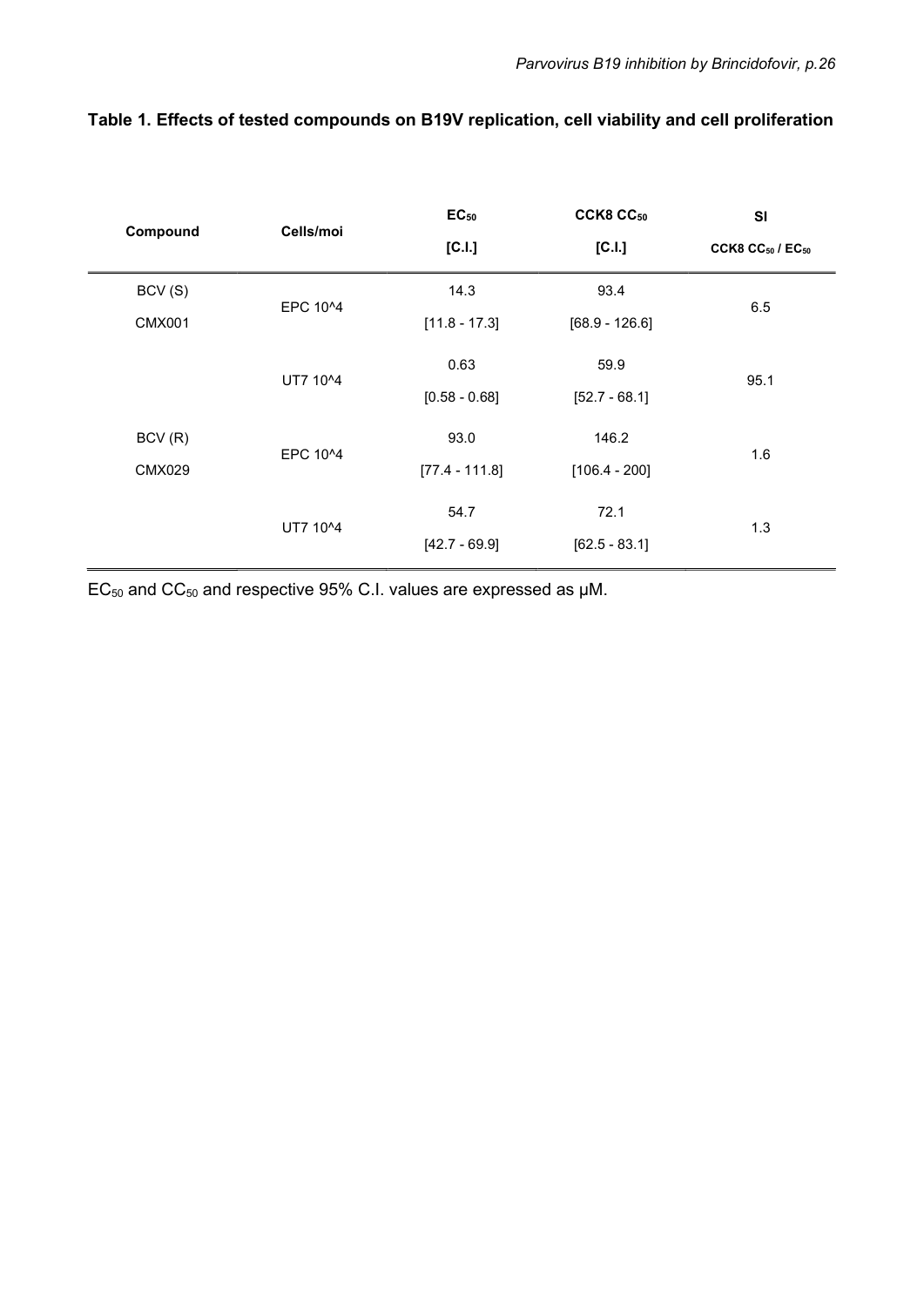**Table 1. Effects of tested compounds on B19V replication, cell viability and cell proliferation**

| Compound | Cells/moi | $EC_{50}$ [C.I.] | CCK8 $CC_{50}$ [C.I.] | SI CCK8 $CC_{50}$ / $EC_{50}$ |
|---|---|---|---|---|
| BCV (S) CMX001 | EPC 10^4 | 14.3 [11.8 - 17.3] | 93.4 [68.9 - 126.6] | 6.5 |
| | UT7 10^4 | 0.63 [0.58 - 0.68] | 59.9 [52.7 - 68.1] | 95.1 |
| BCV (R) CMX029 | EPC 10^4 | 93.0 [77.4 - 111.8] | 146.2 [106.4 - 200] | 1.6 |
| | UT7 10^4 | 54.7 [42.7 - 69.9] | 72.1 [62.5 - 83.1] | 1.3 |

$EC_{50}$ and $CC_{50}$ and respective 95% C.I. values are expressed as μM.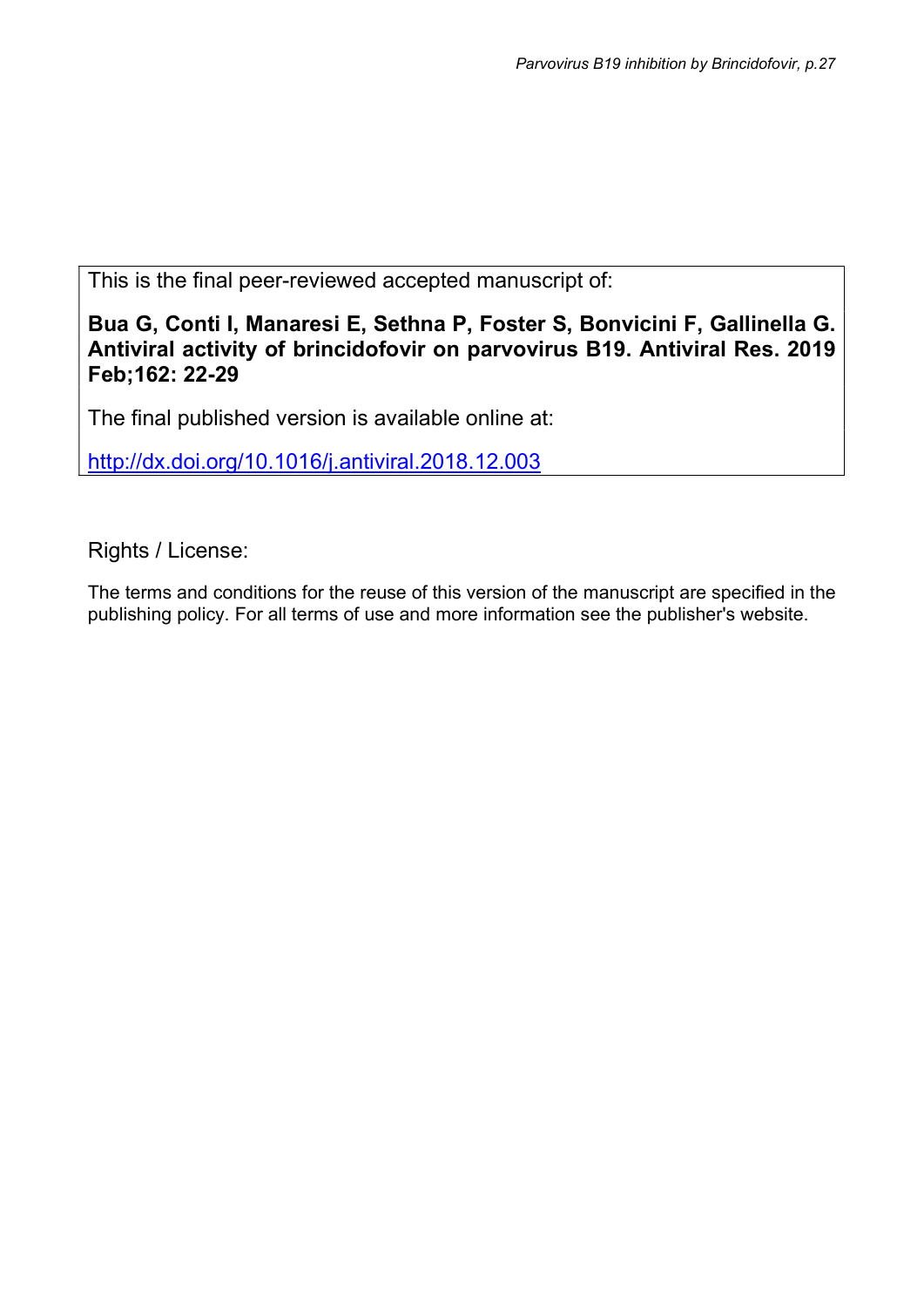This is the final peer-reviewed accepted manuscript of:

**Bua G, Conti I, Manaresi E, Sethna P, Foster S, Bonvicini F, Gallinella G. Antiviral activity of brincidofovir on parvovirus B19. Antiviral Res. 2019 Feb;162: 22-29**

The final published version is available online at:

[http://dx.doi.org/10.1016/j.antiviral.2018.12.003](http://dx.doi.org/10.1016/j.antiviral.2018.12.003)

Rights / License:

The terms and conditions for the reuse of this version of the manuscript are specified in the publishing policy. For all terms of use and more information see the publisher's website.